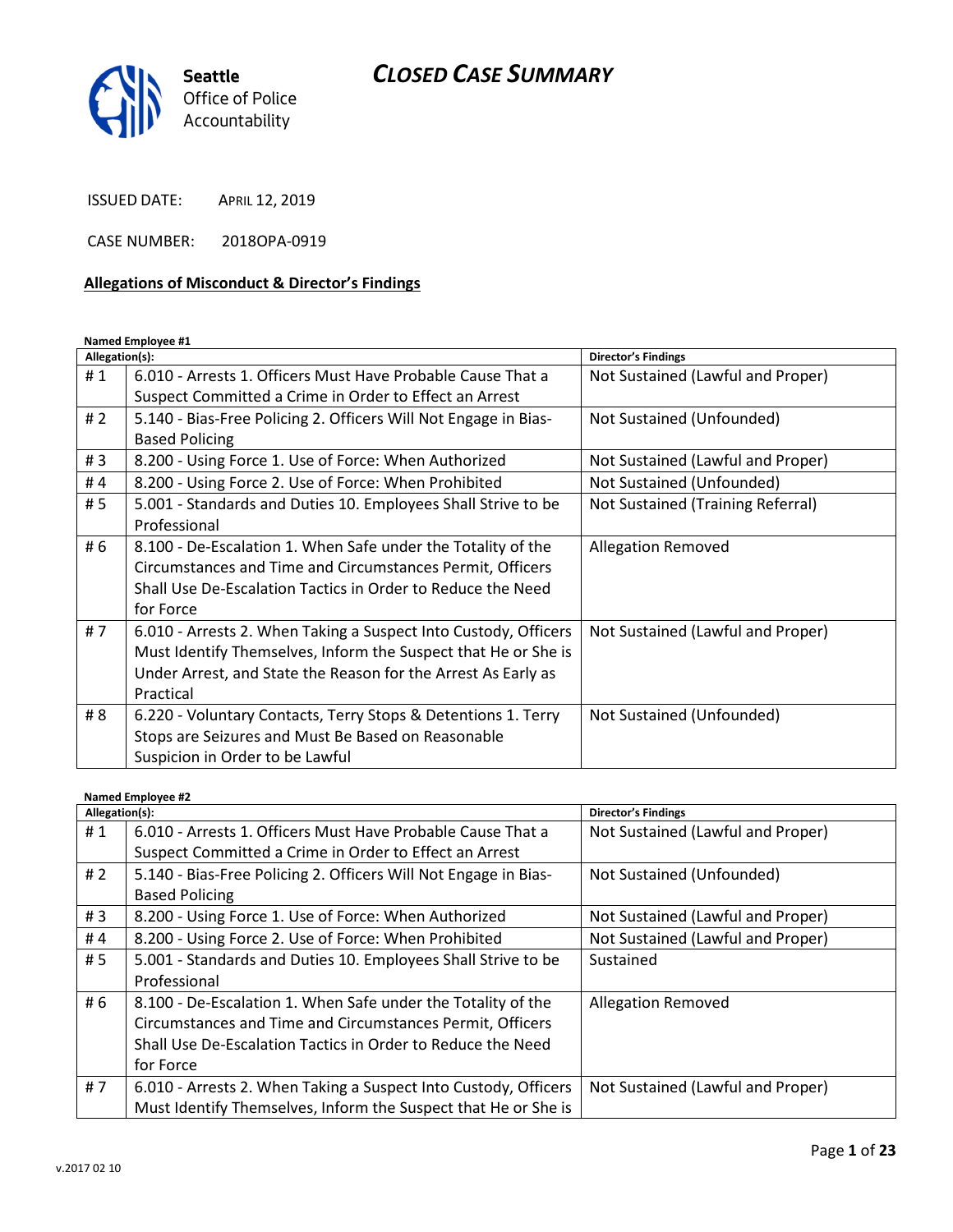# CLOSED CASE SUMMARY

**Seattle Office of Police Accountability**

ISSUED DATE: APRIL 12, 2019

CASE NUMBER: 2018OPA-0919

## Allegations of Misconduct & Director's Findings

**Named Employee #1**

| Allegation(s): | | Director's Findings |
|---|---|---|
| # 1 | 6.010 - Arrests 1. Officers Must Have Probable Cause That a Suspect Committed a Crime in Order to Effect an Arrest | Not Sustained (Lawful and Proper) |
| # 2 | 5.140 - Bias-Free Policing 2. Officers Will Not Engage in Bias-Based Policing | Not Sustained (Unfounded) |
| # 3 | 8.200 - Using Force 1. Use of Force: When Authorized | Not Sustained (Lawful and Proper) |
| # 4 | 8.200 - Using Force 2. Use of Force: When Prohibited | Not Sustained (Unfounded) |
| # 5 | 5.001 - Standards and Duties 10. Employees Shall Strive to be Professional | Not Sustained (Training Referral) |
| # 6 | 8.100 - De-Escalation 1. When Safe under the Totality of the Circumstances and Time and Circumstances Permit, Officers Shall Use De-Escalation Tactics in Order to Reduce the Need for Force | Allegation Removed |
| # 7 | 6.010 - Arrests 2. When Taking a Suspect Into Custody, Officers Must Identify Themselves, Inform the Suspect that He or She is Under Arrest, and State the Reason for the Arrest As Early as Practical | Not Sustained (Lawful and Proper) |
| # 8 | 6.220 - Voluntary Contacts, Terry Stops & Detentions 1. Terry Stops are Seizures and Must Be Based on Reasonable Suspicion in Order to be Lawful | Not Sustained (Unfounded) |

**Named Employee #2**

| Allegation(s): | | Director's Findings |
|---|---|---|
| # 1 | 6.010 - Arrests 1. Officers Must Have Probable Cause That a Suspect Committed a Crime in Order to Effect an Arrest | Not Sustained (Lawful and Proper) |
| # 2 | 5.140 - Bias-Free Policing 2. Officers Will Not Engage in Bias-Based Policing | Not Sustained (Unfounded) |
| # 3 | 8.200 - Using Force 1. Use of Force: When Authorized | Not Sustained (Lawful and Proper) |
| # 4 | 8.200 - Using Force 2. Use of Force: When Prohibited | Not Sustained (Lawful and Proper) |
| # 5 | 5.001 - Standards and Duties 10. Employees Shall Strive to be Professional | Sustained |
| # 6 | 8.100 - De-Escalation 1. When Safe under the Totality of the Circumstances and Time and Circumstances Permit, Officers Shall Use De-Escalation Tactics in Order to Reduce the Need for Force | Allegation Removed |
| # 7 | 6.010 - Arrests 2. When Taking a Suspect Into Custody, Officers Must Identify Themselves, Inform the Suspect that He or She is | Not Sustained (Lawful and Proper) |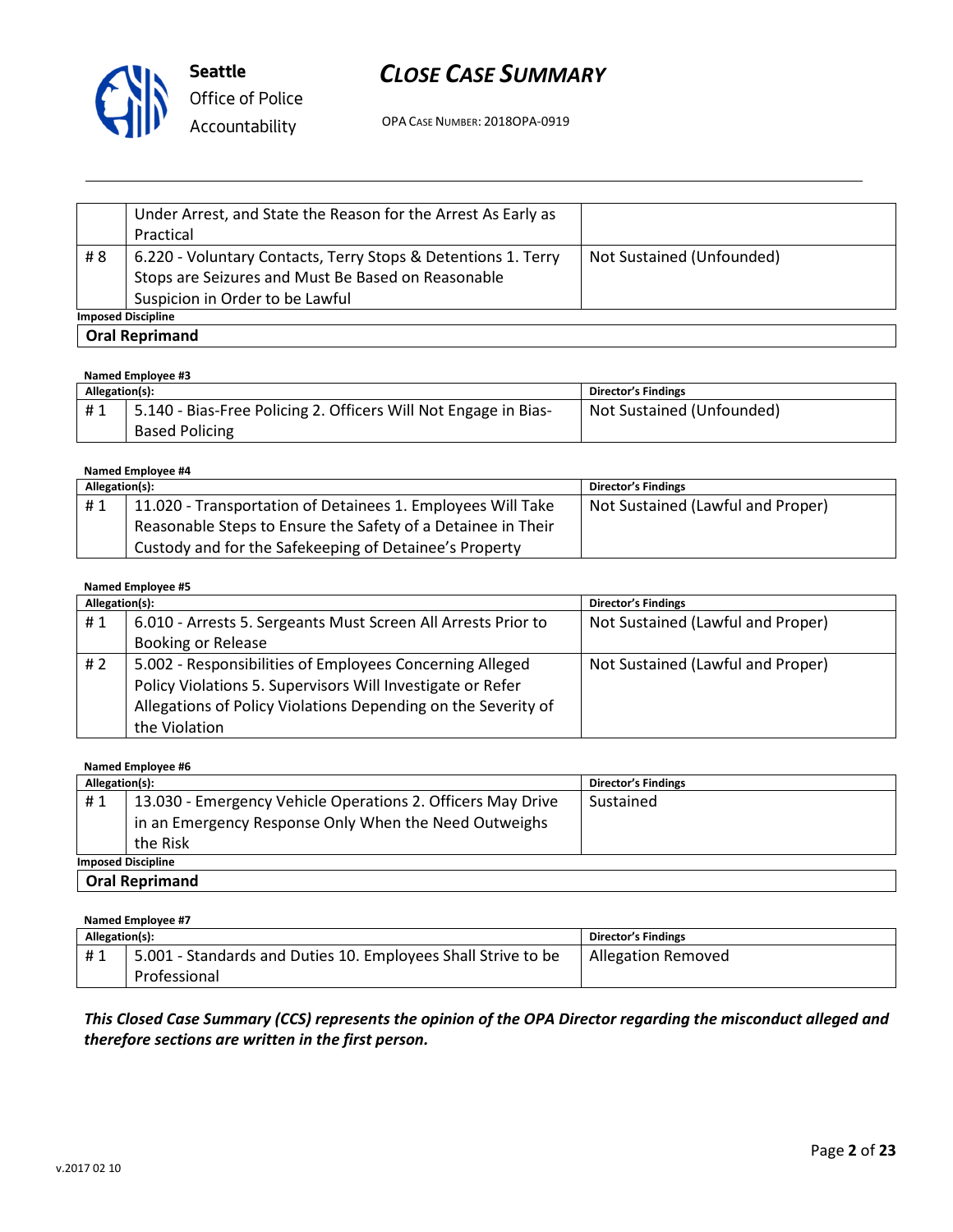| | | |
|---|---|---|
| | Under Arrest, and State the Reason for the Arrest As Early as Practical | |
| # 8 | 6.220 - Voluntary Contacts, Terry Stops & Detentions 1. Terry Stops are Seizures and Must Be Based on Reasonable Suspicion in Order to be Lawful | Not Sustained (Unfounded) |

**Imposed Discipline**

**Oral Reprimand**

**Named Employee #3**

| Allegation(s): | | Director's Findings |
|---|---|---|
| # 1 | 5.140 - Bias-Free Policing 2. Officers Will Not Engage in Bias-Based Policing | Not Sustained (Unfounded) |

**Named Employee #4**

| Allegation(s): | | Director's Findings |
|---|---|---|
| # 1 | 11.020 - Transportation of Detainees 1. Employees Will Take Reasonable Steps to Ensure the Safety of a Detainee in Their Custody and for the Safekeeping of Detainee's Property | Not Sustained (Lawful and Proper) |

**Named Employee #5**

| Allegation(s): | | Director's Findings |
|---|---|---|
| # 1 | 6.010 - Arrests 5. Sergeants Must Screen All Arrests Prior to Booking or Release | Not Sustained (Lawful and Proper) |
| # 2 | 5.002 - Responsibilities of Employees Concerning Alleged Policy Violations 5. Supervisors Will Investigate or Refer Allegations of Policy Violations Depending on the Severity of the Violation | Not Sustained (Lawful and Proper) |

**Named Employee #6**

| Allegation(s): | | Director's Findings |
|---|---|---|
| # 1 | 13.030 - Emergency Vehicle Operations 2. Officers May Drive in an Emergency Response Only When the Need Outweighs the Risk | Sustained |

**Imposed Discipline**

**Oral Reprimand**

**Named Employee #7**

| Allegation(s): | | Director's Findings |
|---|---|---|
| # 1 | 5.001 - Standards and Duties 10. Employees Shall Strive to be Professional | Allegation Removed |

***This Closed Case Summary (CCS) represents the opinion of the OPA Director regarding the misconduct alleged and therefore sections are written in the first person.***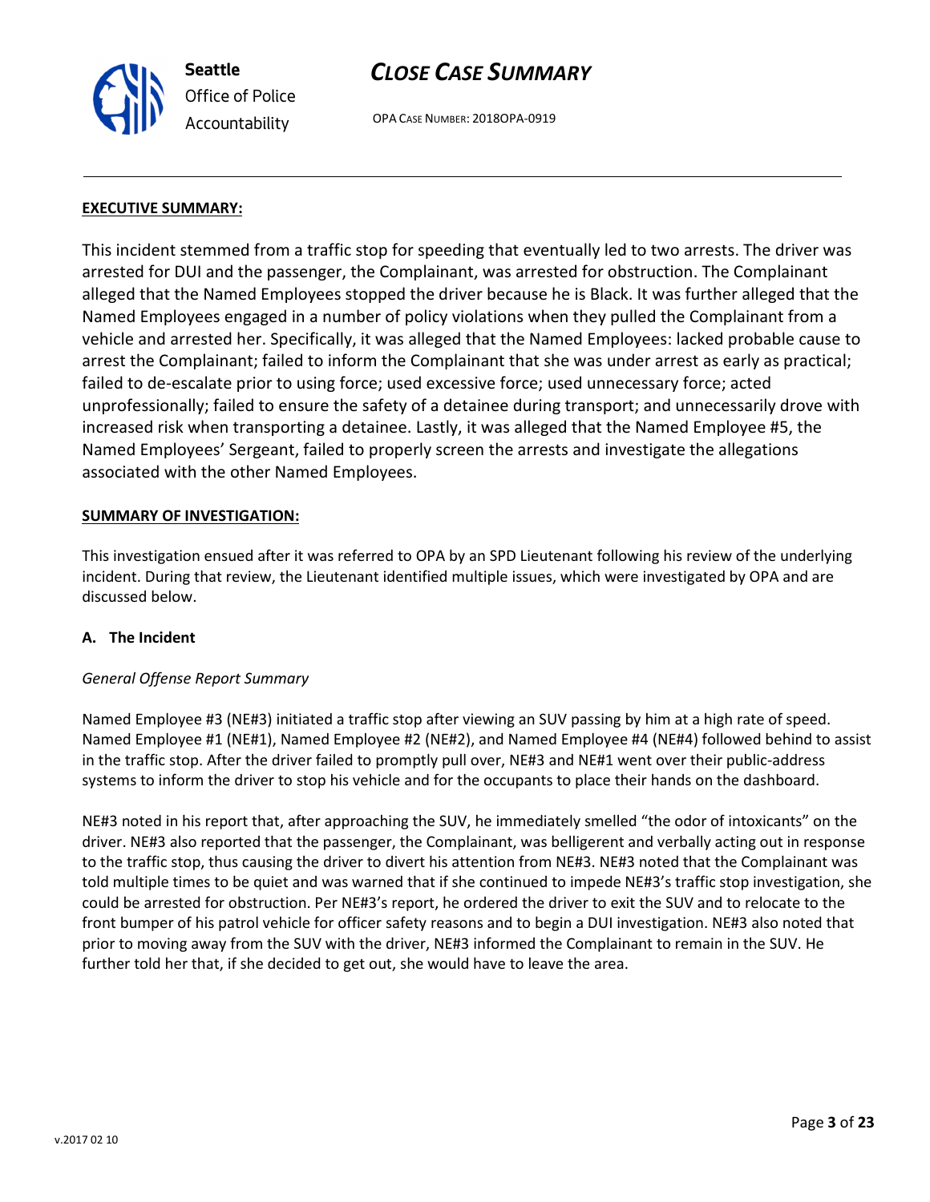**EXECUTIVE SUMMARY:**

This incident stemmed from a traffic stop for speeding that eventually led to two arrests. The driver was arrested for DUI and the passenger, the Complainant, was arrested for obstruction. The Complainant alleged that the Named Employees stopped the driver because he is Black. It was further alleged that the Named Employees engaged in a number of policy violations when they pulled the Complainant from a vehicle and arrested her. Specifically, it was alleged that the Named Employees: lacked probable cause to arrest the Complainant; failed to inform the Complainant that she was under arrest as early as practical; failed to de-escalate prior to using force; used excessive force; used unnecessary force; acted unprofessionally; failed to ensure the safety of a detainee during transport; and unnecessarily drove with increased risk when transporting a detainee. Lastly, it was alleged that the Named Employee #5, the Named Employees' Sergeant, failed to properly screen the arrests and investigate the allegations associated with the other Named Employees.

**SUMMARY OF INVESTIGATION:**

This investigation ensued after it was referred to OPA by an SPD Lieutenant following his review of the underlying incident. During that review, the Lieutenant identified multiple issues, which were investigated by OPA and are discussed below.

**A. The Incident**

*General Offense Report Summary*

Named Employee #3 (NE#3) initiated a traffic stop after viewing an SUV passing by him at a high rate of speed. Named Employee #1 (NE#1), Named Employee #2 (NE#2), and Named Employee #4 (NE#4) followed behind to assist in the traffic stop. After the driver failed to promptly pull over, NE#3 and NE#1 went over their public-address systems to inform the driver to stop his vehicle and for the occupants to place their hands on the dashboard.

NE#3 noted in his report that, after approaching the SUV, he immediately smelled "the odor of intoxicants" on the driver. NE#3 also reported that the passenger, the Complainant, was belligerent and verbally acting out in response to the traffic stop, thus causing the driver to divert his attention from NE#3. NE#3 noted that the Complainant was told multiple times to be quiet and was warned that if she continued to impede NE#3's traffic stop investigation, she could be arrested for obstruction. Per NE#3's report, he ordered the driver to exit the SUV and to relocate to the front bumper of his patrol vehicle for officer safety reasons and to begin a DUI investigation. NE#3 also noted that prior to moving away from the SUV with the driver, NE#3 informed the Complainant to remain in the SUV. He further told her that, if she decided to get out, she would have to leave the area.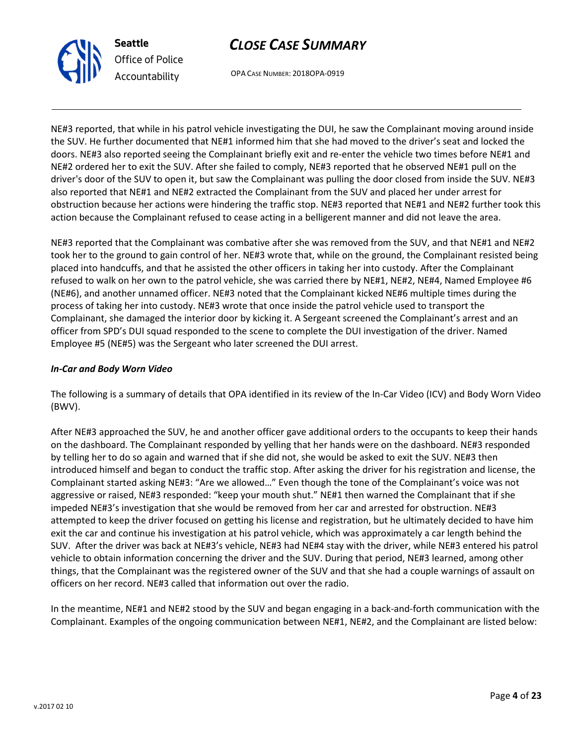NE#3 reported, that while in his patrol vehicle investigating the DUI, he saw the Complainant moving around inside the SUV. He further documented that NE#1 informed him that she had moved to the driver's seat and locked the doors. NE#3 also reported seeing the Complainant briefly exit and re-enter the vehicle two times before NE#1 and NE#2 ordered her to exit the SUV. After she failed to comply, NE#3 reported that he observed NE#1 pull on the driver's door of the SUV to open it, but saw the Complainant was pulling the door closed from inside the SUV. NE#3 also reported that NE#1 and NE#2 extracted the Complainant from the SUV and placed her under arrest for obstruction because her actions were hindering the traffic stop. NE#3 reported that NE#1 and NE#2 further took this action because the Complainant refused to cease acting in a belligerent manner and did not leave the area.

NE#3 reported that the Complainant was combative after she was removed from the SUV, and that NE#1 and NE#2 took her to the ground to gain control of her. NE#3 wrote that, while on the ground, the Complainant resisted being placed into handcuffs, and that he assisted the other officers in taking her into custody. After the Complainant refused to walk on her own to the patrol vehicle, she was carried there by NE#1, NE#2, NE#4, Named Employee #6 (NE#6), and another unnamed officer. NE#3 noted that the Complainant kicked NE#6 multiple times during the process of taking her into custody. NE#3 wrote that once inside the patrol vehicle used to transport the Complainant, she damaged the interior door by kicking it. A Sergeant screened the Complainant's arrest and an officer from SPD's DUI squad responded to the scene to complete the DUI investigation of the driver. Named Employee #5 (NE#5) was the Sergeant who later screened the DUI arrest.

***In-Car and Body Worn Video***

The following is a summary of details that OPA identified in its review of the In-Car Video (ICV) and Body Worn Video (BWV).

After NE#3 approached the SUV, he and another officer gave additional orders to the occupants to keep their hands on the dashboard. The Complainant responded by yelling that her hands were on the dashboard. NE#3 responded by telling her to do so again and warned that if she did not, she would be asked to exit the SUV. NE#3 then introduced himself and began to conduct the traffic stop. After asking the driver for his registration and license, the Complainant started asking NE#3: "Are we allowed…" Even though the tone of the Complainant's voice was not aggressive or raised, NE#3 responded: "keep your mouth shut." NE#1 then warned the Complainant that if she impeded NE#3's investigation that she would be removed from her car and arrested for obstruction. NE#3 attempted to keep the driver focused on getting his license and registration, but he ultimately decided to have him exit the car and continue his investigation at his patrol vehicle, which was approximately a car length behind the SUV. After the driver was back at NE#3's vehicle, NE#3 had NE#4 stay with the driver, while NE#3 entered his patrol vehicle to obtain information concerning the driver and the SUV. During that period, NE#3 learned, among other things, that the Complainant was the registered owner of the SUV and that she had a couple warnings of assault on officers on her record. NE#3 called that information out over the radio.

In the meantime, NE#1 and NE#2 stood by the SUV and began engaging in a back-and-forth communication with the Complainant. Examples of the ongoing communication between NE#1, NE#2, and the Complainant are listed below: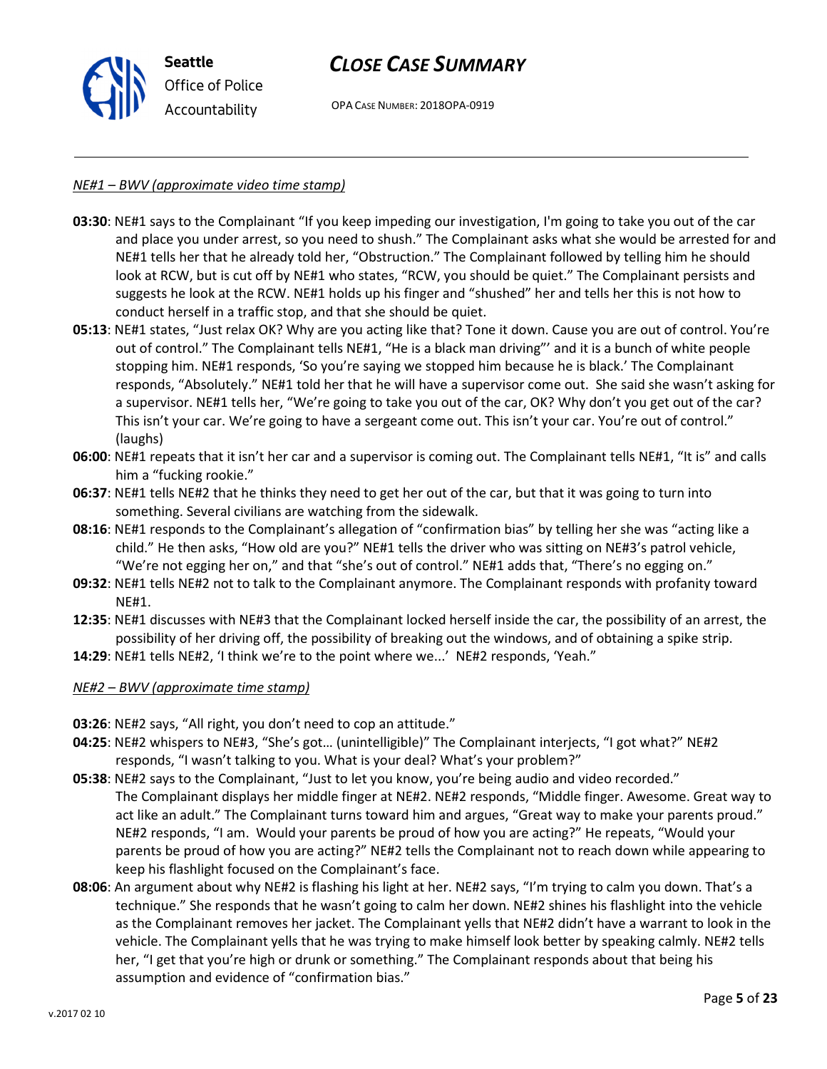*NE#1 – BWV (approximate video time stamp)*

- **03:30**: NE#1 says to the Complainant "If you keep impeding our investigation, I'm going to take you out of the car and place you under arrest, so you need to shush." The Complainant asks what she would be arrested for and NE#1 tells her that he already told her, "Obstruction." The Complainant followed by telling him he should look at RCW, but is cut off by NE#1 who states, "RCW, you should be quiet." The Complainant persists and suggests he look at the RCW. NE#1 holds up his finger and "shushed" her and tells her this is not how to conduct herself in a traffic stop, and that she should be quiet.
- **05:13**: NE#1 states, "Just relax OK? Why are you acting like that? Tone it down. Cause you are out of control. You're out of control." The Complainant tells NE#1, "He is a black man driving"' and it is a bunch of white people stopping him. NE#1 responds, 'So you're saying we stopped him because he is black.' The Complainant responds, "Absolutely." NE#1 told her that he will have a supervisor come out. She said she wasn't asking for a supervisor. NE#1 tells her, "We're going to take you out of the car, OK? Why don't you get out of the car? This isn't your car. We're going to have a sergeant come out. This isn't your car. You're out of control." (laughs)
- **06:00**: NE#1 repeats that it isn't her car and a supervisor is coming out. The Complainant tells NE#1, "It is" and calls him a "fucking rookie."
- **06:37**: NE#1 tells NE#2 that he thinks they need to get her out of the car, but that it was going to turn into something. Several civilians are watching from the sidewalk.
- **08:16**: NE#1 responds to the Complainant's allegation of "confirmation bias" by telling her she was "acting like a child." He then asks, "How old are you?" NE#1 tells the driver who was sitting on NE#3's patrol vehicle, "We're not egging her on," and that "she's out of control." NE#1 adds that, "There's no egging on."
- **09:32**: NE#1 tells NE#2 not to talk to the Complainant anymore. The Complainant responds with profanity toward NE#1.
- **12:35**: NE#1 discusses with NE#3 that the Complainant locked herself inside the car, the possibility of an arrest, the possibility of her driving off, the possibility of breaking out the windows, and of obtaining a spike strip.
- **14:29**: NE#1 tells NE#2, 'I think we're to the point where we...' NE#2 responds, 'Yeah."

*NE#2 – BWV (approximate time stamp)*

- **03:26**: NE#2 says, "All right, you don't need to cop an attitude."
- **04:25**: NE#2 whispers to NE#3, "She's got… (unintelligible)" The Complainant interjects, "I got what?" NE#2 responds, "I wasn't talking to you. What is your deal? What's your problem?"
- **05:38**: NE#2 says to the Complainant, "Just to let you know, you're being audio and video recorded." The Complainant displays her middle finger at NE#2. NE#2 responds, "Middle finger. Awesome. Great way to act like an adult." The Complainant turns toward him and argues, "Great way to make your parents proud." NE#2 responds, "I am. Would your parents be proud of how you are acting?" He repeats, "Would your parents be proud of how you are acting?" NE#2 tells the Complainant not to reach down while appearing to keep his flashlight focused on the Complainant's face.
- **08:06**: An argument about why NE#2 is flashing his light at her. NE#2 says, "I'm trying to calm you down. That's a technique." She responds that he wasn't going to calm her down. NE#2 shines his flashlight into the vehicle as the Complainant removes her jacket. The Complainant yells that NE#2 didn't have a warrant to look in the vehicle. The Complainant yells that he was trying to make himself look better by speaking calmly. NE#2 tells her, "I get that you're high or drunk or something." The Complainant responds about that being his assumption and evidence of "confirmation bias."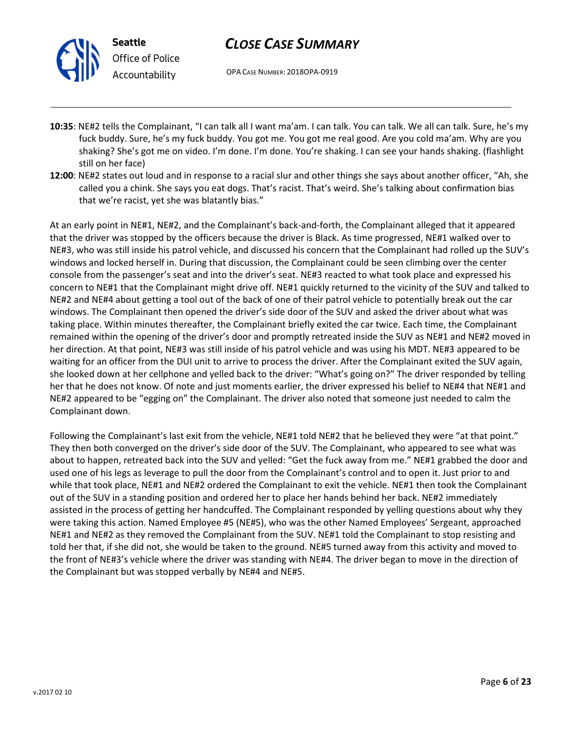- **10:35**: NE#2 tells the Complainant, "I can talk all I want ma'am. I can talk. You can talk. We all can talk. Sure, he's my fuck buddy. Sure, he's my fuck buddy. You got me. You got me real good. Are you cold ma'am. Why are you shaking? She's got me on video. I'm done. I'm done. You're shaking. I can see your hands shaking. (flashlight still on her face)
- **12:00**: NE#2 states out loud and in response to a racial slur and other things she says about another officer, "Ah, she called you a chink. She says you eat dogs. That's racist. That's weird. She's talking about confirmation bias that we're racist, yet she was blatantly bias."

At an early point in NE#1, NE#2, and the Complainant's back-and-forth, the Complainant alleged that it appeared that the driver was stopped by the officers because the driver is Black. As time progressed, NE#1 walked over to NE#3, who was still inside his patrol vehicle, and discussed his concern that the Complainant had rolled up the SUV's windows and locked herself in. During that discussion, the Complainant could be seen climbing over the center console from the passenger's seat and into the driver's seat. NE#3 reacted to what took place and expressed his concern to NE#1 that the Complainant might drive off. NE#1 quickly returned to the vicinity of the SUV and talked to NE#2 and NE#4 about getting a tool out of the back of one of their patrol vehicle to potentially break out the car windows. The Complainant then opened the driver's side door of the SUV and asked the driver about what was taking place. Within minutes thereafter, the Complainant briefly exited the car twice. Each time, the Complainant remained within the opening of the driver's door and promptly retreated inside the SUV as NE#1 and NE#2 moved in her direction. At that point, NE#3 was still inside of his patrol vehicle and was using his MDT. NE#3 appeared to be waiting for an officer from the DUI unit to arrive to process the driver. After the Complainant exited the SUV again, she looked down at her cellphone and yelled back to the driver: "What's going on?" The driver responded by telling her that he does not know. Of note and just moments earlier, the driver expressed his belief to NE#4 that NE#1 and NE#2 appeared to be "egging on" the Complainant. The driver also noted that someone just needed to calm the Complainant down.

Following the Complainant's last exit from the vehicle, NE#1 told NE#2 that he believed they were "at that point." They then both converged on the driver's side door of the SUV. The Complainant, who appeared to see what was about to happen, retreated back into the SUV and yelled: "Get the fuck away from me." NE#1 grabbed the door and used one of his legs as leverage to pull the door from the Complainant's control and to open it. Just prior to and while that took place, NE#1 and NE#2 ordered the Complainant to exit the vehicle. NE#1 then took the Complainant out of the SUV in a standing position and ordered her to place her hands behind her back. NE#2 immediately assisted in the process of getting her handcuffed. The Complainant responded by yelling questions about why they were taking this action. Named Employee #5 (NE#5), who was the other Named Employees' Sergeant, approached NE#1 and NE#2 as they removed the Complainant from the SUV. NE#1 told the Complainant to stop resisting and told her that, if she did not, she would be taken to the ground. NE#5 turned away from this activity and moved to the front of NE#3's vehicle where the driver was standing with NE#4. The driver began to move in the direction of the Complainant but was stopped verbally by NE#4 and NE#5.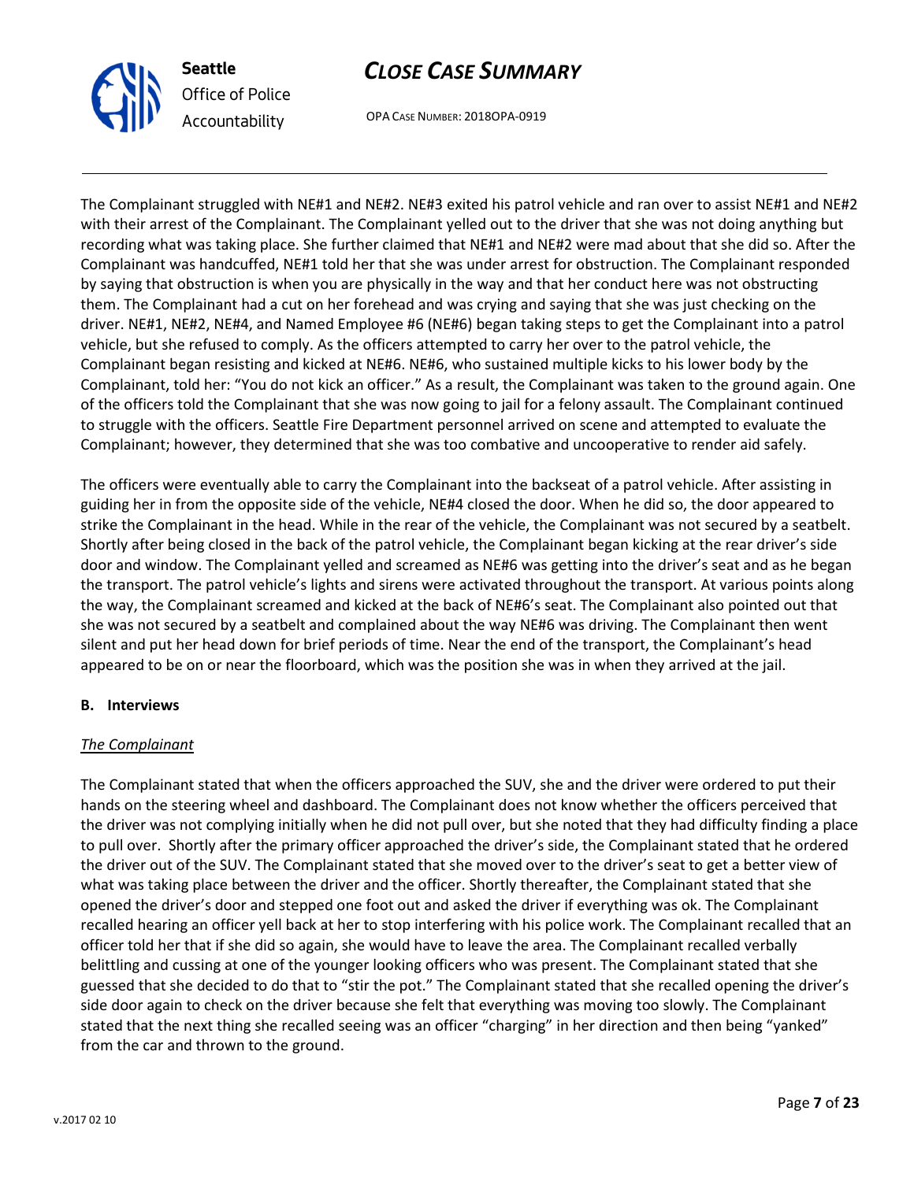The Complainant struggled with NE#1 and NE#2. NE#3 exited his patrol vehicle and ran over to assist NE#1 and NE#2 with their arrest of the Complainant. The Complainant yelled out to the driver that she was not doing anything but recording what was taking place. She further claimed that NE#1 and NE#2 were mad about that she did so. After the Complainant was handcuffed, NE#1 told her that she was under arrest for obstruction. The Complainant responded by saying that obstruction is when you are physically in the way and that her conduct here was not obstructing them. The Complainant had a cut on her forehead and was crying and saying that she was just checking on the driver. NE#1, NE#2, NE#4, and Named Employee #6 (NE#6) began taking steps to get the Complainant into a patrol vehicle, but she refused to comply. As the officers attempted to carry her over to the patrol vehicle, the Complainant began resisting and kicked at NE#6. NE#6, who sustained multiple kicks to his lower body by the Complainant, told her: "You do not kick an officer." As a result, the Complainant was taken to the ground again. One of the officers told the Complainant that she was now going to jail for a felony assault. The Complainant continued to struggle with the officers. Seattle Fire Department personnel arrived on scene and attempted to evaluate the Complainant; however, they determined that she was too combative and uncooperative to render aid safely.

The officers were eventually able to carry the Complainant into the backseat of a patrol vehicle. After assisting in guiding her in from the opposite side of the vehicle, NE#4 closed the door. When he did so, the door appeared to strike the Complainant in the head. While in the rear of the vehicle, the Complainant was not secured by a seatbelt. Shortly after being closed in the back of the patrol vehicle, the Complainant began kicking at the rear driver's side door and window. The Complainant yelled and screamed as NE#6 was getting into the driver's seat and as he began the transport. The patrol vehicle's lights and sirens were activated throughout the transport. At various points along the way, the Complainant screamed and kicked at the back of NE#6's seat. The Complainant also pointed out that she was not secured by a seatbelt and complained about the way NE#6 was driving. The Complainant then went silent and put her head down for brief periods of time. Near the end of the transport, the Complainant's head appeared to be on or near the floorboard, which was the position she was in when they arrived at the jail.

**B. Interviews**

*The Complainant*

The Complainant stated that when the officers approached the SUV, she and the driver were ordered to put their hands on the steering wheel and dashboard. The Complainant does not know whether the officers perceived that the driver was not complying initially when he did not pull over, but she noted that they had difficulty finding a place to pull over. Shortly after the primary officer approached the driver's side, the Complainant stated that he ordered the driver out of the SUV. The Complainant stated that she moved over to the driver's seat to get a better view of what was taking place between the driver and the officer. Shortly thereafter, the Complainant stated that she opened the driver's door and stepped one foot out and asked the driver if everything was ok. The Complainant recalled hearing an officer yell back at her to stop interfering with his police work. The Complainant recalled that an officer told her that if she did so again, she would have to leave the area. The Complainant recalled verbally belittling and cussing at one of the younger looking officers who was present. The Complainant stated that she guessed that she decided to do that to "stir the pot." The Complainant stated that she recalled opening the driver's side door again to check on the driver because she felt that everything was moving too slowly. The Complainant stated that the next thing she recalled seeing was an officer "charging" in her direction and then being "yanked" from the car and thrown to the ground.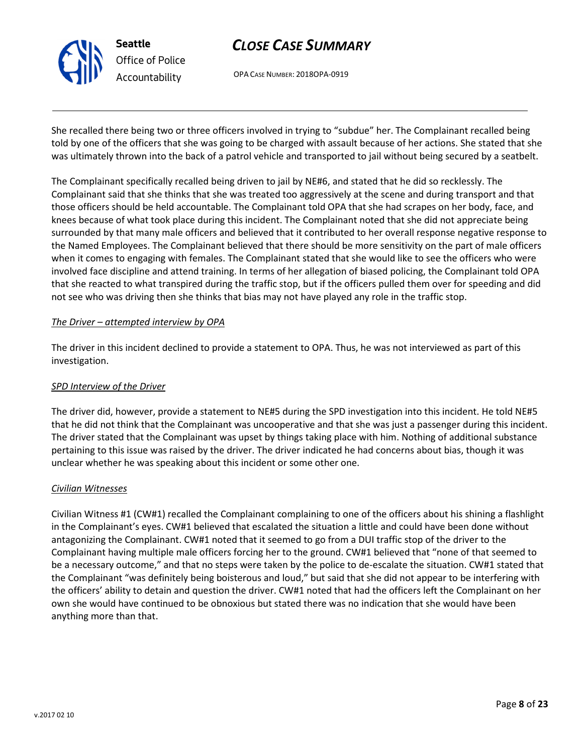She recalled there being two or three officers involved in trying to "subdue" her. The Complainant recalled being told by one of the officers that she was going to be charged with assault because of her actions. She stated that she was ultimately thrown into the back of a patrol vehicle and transported to jail without being secured by a seatbelt.

The Complainant specifically recalled being driven to jail by NE#6, and stated that he did so recklessly. The Complainant said that she thinks that she was treated too aggressively at the scene and during transport and that those officers should be held accountable. The Complainant told OPA that she had scrapes on her body, face, and knees because of what took place during this incident. The Complainant noted that she did not appreciate being surrounded by that many male officers and believed that it contributed to her overall response negative response to the Named Employees. The Complainant believed that there should be more sensitivity on the part of male officers when it comes to engaging with females. The Complainant stated that she would like to see the officers who were involved face discipline and attend training. In terms of her allegation of biased policing, the Complainant told OPA that she reacted to what transpired during the traffic stop, but if the officers pulled them over for speeding and did not see who was driving then she thinks that bias may not have played any role in the traffic stop.

*The Driver – attempted interview by OPA*

The driver in this incident declined to provide a statement to OPA. Thus, he was not interviewed as part of this investigation.

*SPD Interview of the Driver*

The driver did, however, provide a statement to NE#5 during the SPD investigation into this incident. He told NE#5 that he did not think that the Complainant was uncooperative and that she was just a passenger during this incident. The driver stated that the Complainant was upset by things taking place with him. Nothing of additional substance pertaining to this issue was raised by the driver. The driver indicated he had concerns about bias, though it was unclear whether he was speaking about this incident or some other one.

*Civilian Witnesses*

Civilian Witness #1 (CW#1) recalled the Complainant complaining to one of the officers about his shining a flashlight in the Complainant's eyes. CW#1 believed that escalated the situation a little and could have been done without antagonizing the Complainant. CW#1 noted that it seemed to go from a DUI traffic stop of the driver to the Complainant having multiple male officers forcing her to the ground. CW#1 believed that "none of that seemed to be a necessary outcome," and that no steps were taken by the police to de-escalate the situation. CW#1 stated that the Complainant "was definitely being boisterous and loud," but said that she did not appear to be interfering with the officers' ability to detain and question the driver. CW#1 noted that had the officers left the Complainant on her own she would have continued to be obnoxious but stated there was no indication that she would have been anything more than that.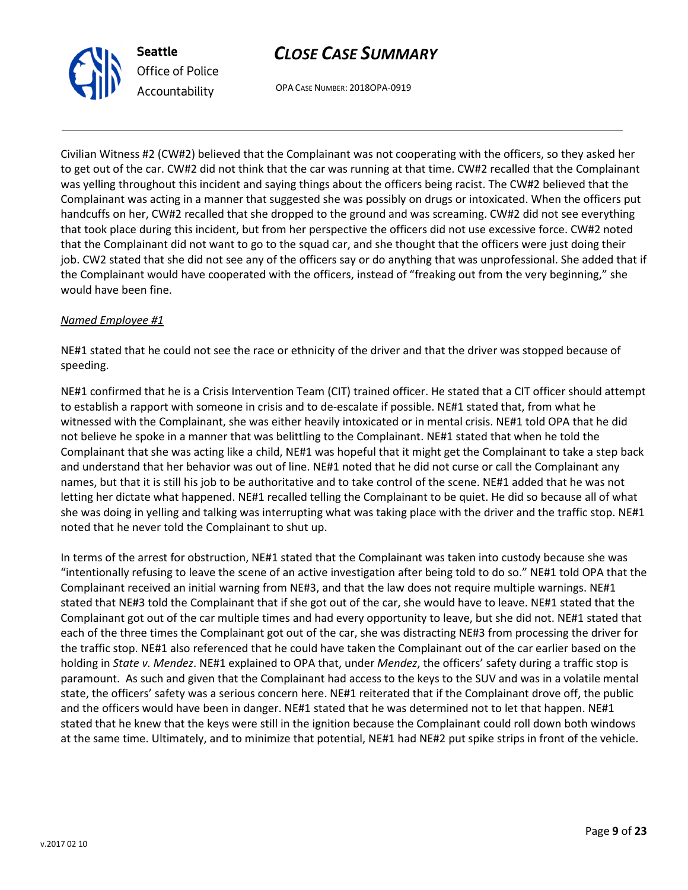Civilian Witness #2 (CW#2) believed that the Complainant was not cooperating with the officers, so they asked her to get out of the car. CW#2 did not think that the car was running at that time. CW#2 recalled that the Complainant was yelling throughout this incident and saying things about the officers being racist. The CW#2 believed that the Complainant was acting in a manner that suggested she was possibly on drugs or intoxicated. When the officers put handcuffs on her, CW#2 recalled that she dropped to the ground and was screaming. CW#2 did not see everything that took place during this incident, but from her perspective the officers did not use excessive force. CW#2 noted that the Complainant did not want to go to the squad car, and she thought that the officers were just doing their job. CW2 stated that she did not see any of the officers say or do anything that was unprofessional. She added that if the Complainant would have cooperated with the officers, instead of "freaking out from the very beginning," she would have been fine.

*Named Employee #1*

NE#1 stated that he could not see the race or ethnicity of the driver and that the driver was stopped because of speeding.

NE#1 confirmed that he is a Crisis Intervention Team (CIT) trained officer. He stated that a CIT officer should attempt to establish a rapport with someone in crisis and to de-escalate if possible. NE#1 stated that, from what he witnessed with the Complainant, she was either heavily intoxicated or in mental crisis. NE#1 told OPA that he did not believe he spoke in a manner that was belittling to the Complainant. NE#1 stated that when he told the Complainant that she was acting like a child, NE#1 was hopeful that it might get the Complainant to take a step back and understand that her behavior was out of line. NE#1 noted that he did not curse or call the Complainant any names, but that it is still his job to be authoritative and to take control of the scene. NE#1 added that he was not letting her dictate what happened. NE#1 recalled telling the Complainant to be quiet. He did so because all of what she was doing in yelling and talking was interrupting what was taking place with the driver and the traffic stop. NE#1 noted that he never told the Complainant to shut up.

In terms of the arrest for obstruction, NE#1 stated that the Complainant was taken into custody because she was "intentionally refusing to leave the scene of an active investigation after being told to do so." NE#1 told OPA that the Complainant received an initial warning from NE#3, and that the law does not require multiple warnings. NE#1 stated that NE#3 told the Complainant that if she got out of the car, she would have to leave. NE#1 stated that the Complainant got out of the car multiple times and had every opportunity to leave, but she did not. NE#1 stated that each of the three times the Complainant got out of the car, she was distracting NE#3 from processing the driver for the traffic stop. NE#1 also referenced that he could have taken the Complainant out of the car earlier based on the holding in *State v. Mendez*. NE#1 explained to OPA that, under *Mendez*, the officers' safety during a traffic stop is paramount. As such and given that the Complainant had access to the keys to the SUV and was in a volatile mental state, the officers' safety was a serious concern here. NE#1 reiterated that if the Complainant drove off, the public and the officers would have been in danger. NE#1 stated that he was determined not to let that happen. NE#1 stated that he knew that the keys were still in the ignition because the Complainant could roll down both windows at the same time. Ultimately, and to minimize that potential, NE#1 had NE#2 put spike strips in front of the vehicle.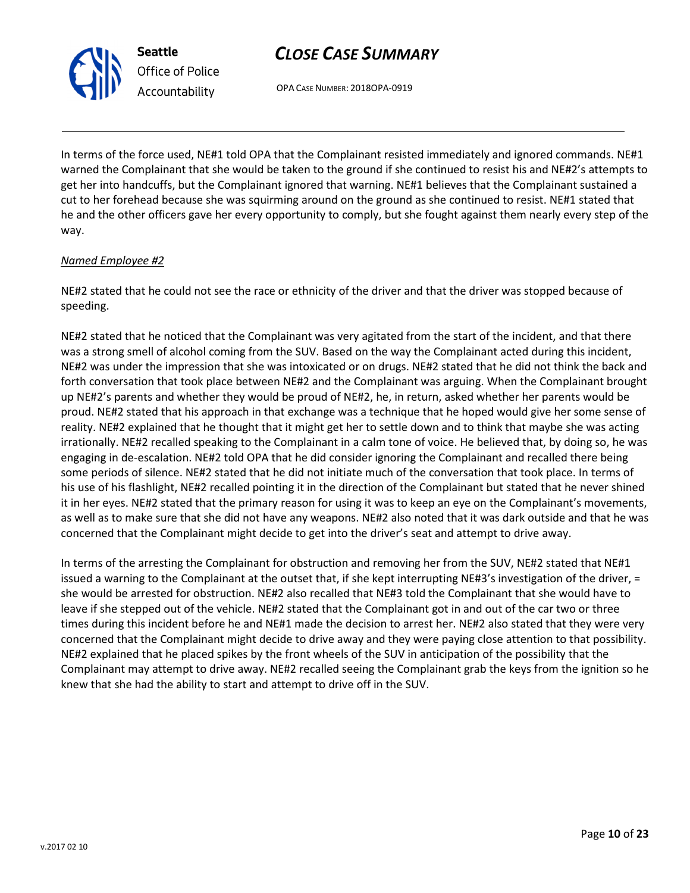In terms of the force used, NE#1 told OPA that the Complainant resisted immediately and ignored commands. NE#1 warned the Complainant that she would be taken to the ground if she continued to resist his and NE#2's attempts to get her into handcuffs, but the Complainant ignored that warning. NE#1 believes that the Complainant sustained a cut to her forehead because she was squirming around on the ground as she continued to resist. NE#1 stated that he and the other officers gave her every opportunity to comply, but she fought against them nearly every step of the way.

_Named Employee #2_

NE#2 stated that he could not see the race or ethnicity of the driver and that the driver was stopped because of speeding.

NE#2 stated that he noticed that the Complainant was very agitated from the start of the incident, and that there was a strong smell of alcohol coming from the SUV. Based on the way the Complainant acted during this incident, NE#2 was under the impression that she was intoxicated or on drugs. NE#2 stated that he did not think the back and forth conversation that took place between NE#2 and the Complainant was arguing. When the Complainant brought up NE#2's parents and whether they would be proud of NE#2, he, in return, asked whether her parents would be proud. NE#2 stated that his approach in that exchange was a technique that he hoped would give her some sense of reality. NE#2 explained that he thought that it might get her to settle down and to think that maybe she was acting irrationally. NE#2 recalled speaking to the Complainant in a calm tone of voice. He believed that, by doing so, he was engaging in de-escalation. NE#2 told OPA that he did consider ignoring the Complainant and recalled there being some periods of silence. NE#2 stated that he did not initiate much of the conversation that took place. In terms of his use of his flashlight, NE#2 recalled pointing it in the direction of the Complainant but stated that he never shined it in her eyes. NE#2 stated that the primary reason for using it was to keep an eye on the Complainant's movements, as well as to make sure that she did not have any weapons. NE#2 also noted that it was dark outside and that he was concerned that the Complainant might decide to get into the driver's seat and attempt to drive away.

In terms of the arresting the Complainant for obstruction and removing her from the SUV, NE#2 stated that NE#1 issued a warning to the Complainant at the outset that, if she kept interrupting NE#3's investigation of the driver, = she would be arrested for obstruction. NE#2 also recalled that NE#3 told the Complainant that she would have to leave if she stepped out of the vehicle. NE#2 stated that the Complainant got in and out of the car two or three times during this incident before he and NE#1 made the decision to arrest her. NE#2 also stated that they were very concerned that the Complainant might decide to drive away and they were paying close attention to that possibility. NE#2 explained that he placed spikes by the front wheels of the SUV in anticipation of the possibility that the Complainant may attempt to drive away. NE#2 recalled seeing the Complainant grab the keys from the ignition so he knew that she had the ability to start and attempt to drive off in the SUV.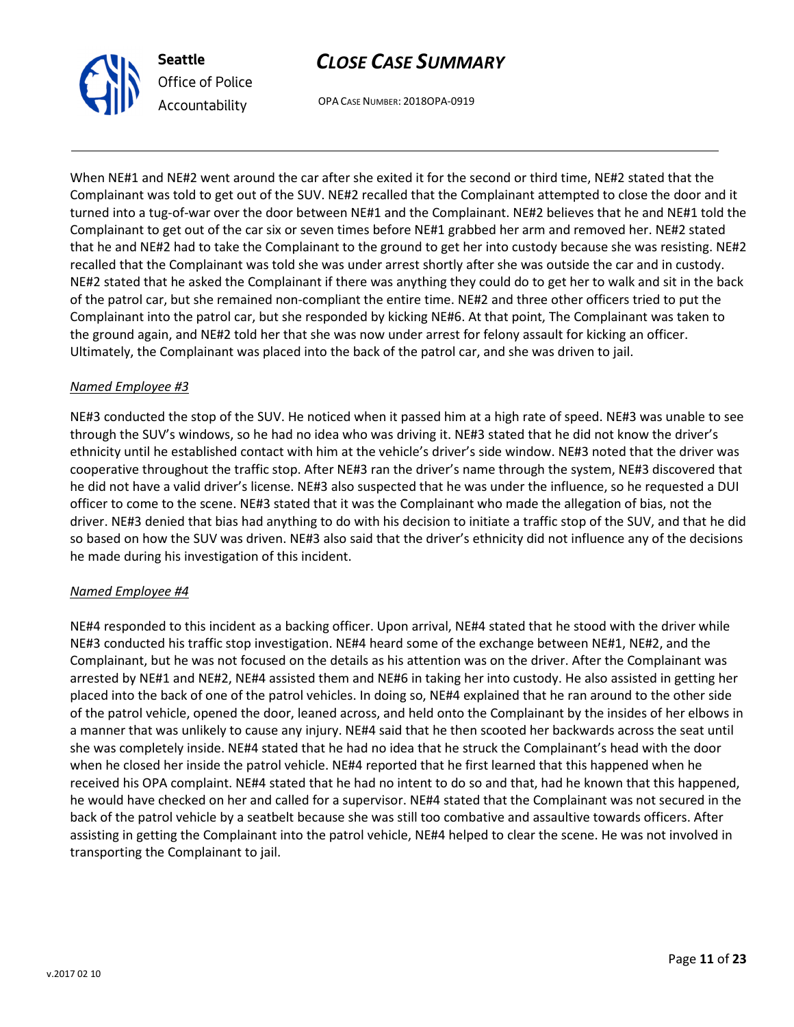When NE#1 and NE#2 went around the car after she exited it for the second or third time, NE#2 stated that the Complainant was told to get out of the SUV. NE#2 recalled that the Complainant attempted to close the door and it turned into a tug-of-war over the door between NE#1 and the Complainant. NE#2 believes that he and NE#1 told the Complainant to get out of the car six or seven times before NE#1 grabbed her arm and removed her. NE#2 stated that he and NE#2 had to take the Complainant to the ground to get her into custody because she was resisting. NE#2 recalled that the Complainant was told she was under arrest shortly after she was outside the car and in custody. NE#2 stated that he asked the Complainant if there was anything they could do to get her to walk and sit in the back of the patrol car, but she remained non-compliant the entire time. NE#2 and three other officers tried to put the Complainant into the patrol car, but she responded by kicking NE#6. At that point, The Complainant was taken to the ground again, and NE#2 told her that she was now under arrest for felony assault for kicking an officer. Ultimately, the Complainant was placed into the back of the patrol car, and she was driven to jail.

*Named Employee #3*

NE#3 conducted the stop of the SUV. He noticed when it passed him at a high rate of speed. NE#3 was unable to see through the SUV's windows, so he had no idea who was driving it. NE#3 stated that he did not know the driver's ethnicity until he established contact with him at the vehicle's driver's side window. NE#3 noted that the driver was cooperative throughout the traffic stop. After NE#3 ran the driver's name through the system, NE#3 discovered that he did not have a valid driver's license. NE#3 also suspected that he was under the influence, so he requested a DUI officer to come to the scene. NE#3 stated that it was the Complainant who made the allegation of bias, not the driver. NE#3 denied that bias had anything to do with his decision to initiate a traffic stop of the SUV, and that he did so based on how the SUV was driven. NE#3 also said that the driver's ethnicity did not influence any of the decisions he made during his investigation of this incident.

*Named Employee #4*

NE#4 responded to this incident as a backing officer. Upon arrival, NE#4 stated that he stood with the driver while NE#3 conducted his traffic stop investigation. NE#4 heard some of the exchange between NE#1, NE#2, and the Complainant, but he was not focused on the details as his attention was on the driver. After the Complainant was arrested by NE#1 and NE#2, NE#4 assisted them and NE#6 in taking her into custody. He also assisted in getting her placed into the back of one of the patrol vehicles. In doing so, NE#4 explained that he ran around to the other side of the patrol vehicle, opened the door, leaned across, and held onto the Complainant by the insides of her elbows in a manner that was unlikely to cause any injury. NE#4 said that he then scooted her backwards across the seat until she was completely inside. NE#4 stated that he had no idea that he struck the Complainant's head with the door when he closed her inside the patrol vehicle. NE#4 reported that he first learned that this happened when he received his OPA complaint. NE#4 stated that he had no intent to do so and that, had he known that this happened, he would have checked on her and called for a supervisor. NE#4 stated that the Complainant was not secured in the back of the patrol vehicle by a seatbelt because she was still too combative and assaultive towards officers. After assisting in getting the Complainant into the patrol vehicle, NE#4 helped to clear the scene. He was not involved in transporting the Complainant to jail.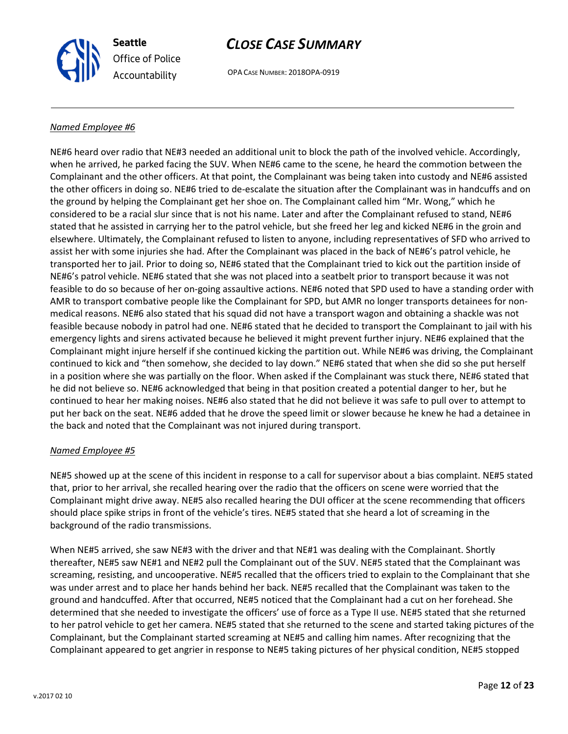*Named Employee #6*

NE#6 heard over radio that NE#3 needed an additional unit to block the path of the involved vehicle. Accordingly, when he arrived, he parked facing the SUV. When NE#6 came to the scene, he heard the commotion between the Complainant and the other officers. At that point, the Complainant was being taken into custody and NE#6 assisted the other officers in doing so. NE#6 tried to de-escalate the situation after the Complainant was in handcuffs and on the ground by helping the Complainant get her shoe on. The Complainant called him "Mr. Wong," which he considered to be a racial slur since that is not his name. Later and after the Complainant refused to stand, NE#6 stated that he assisted in carrying her to the patrol vehicle, but she freed her leg and kicked NE#6 in the groin and elsewhere. Ultimately, the Complainant refused to listen to anyone, including representatives of SFD who arrived to assist her with some injuries she had. After the Complainant was placed in the back of NE#6's patrol vehicle, he transported her to jail. Prior to doing so, NE#6 stated that the Complainant tried to kick out the partition inside of NE#6's patrol vehicle. NE#6 stated that she was not placed into a seatbelt prior to transport because it was not feasible to do so because of her on-going assaultive actions. NE#6 noted that SPD used to have a standing order with AMR to transport combative people like the Complainant for SPD, but AMR no longer transports detainees for non-medical reasons. NE#6 also stated that his squad did not have a transport wagon and obtaining a shackle was not feasible because nobody in patrol had one. NE#6 stated that he decided to transport the Complainant to jail with his emergency lights and sirens activated because he believed it might prevent further injury. NE#6 explained that the Complainant might injure herself if she continued kicking the partition out. While NE#6 was driving, the Complainant continued to kick and "then somehow, she decided to lay down." NE#6 stated that when she did so she put herself in a position where she was partially on the floor. When asked if the Complainant was stuck there, NE#6 stated that he did not believe so. NE#6 acknowledged that being in that position created a potential danger to her, but he continued to hear her making noises. NE#6 also stated that he did not believe it was safe to pull over to attempt to put her back on the seat. NE#6 added that he drove the speed limit or slower because he knew he had a detainee in the back and noted that the Complainant was not injured during transport.

*Named Employee #5*

NE#5 showed up at the scene of this incident in response to a call for supervisor about a bias complaint. NE#5 stated that, prior to her arrival, she recalled hearing over the radio that the officers on scene were worried that the Complainant might drive away. NE#5 also recalled hearing the DUI officer at the scene recommending that officers should place spike strips in front of the vehicle's tires. NE#5 stated that she heard a lot of screaming in the background of the radio transmissions.

When NE#5 arrived, she saw NE#3 with the driver and that NE#1 was dealing with the Complainant. Shortly thereafter, NE#5 saw NE#1 and NE#2 pull the Complainant out of the SUV. NE#5 stated that the Complainant was screaming, resisting, and uncooperative. NE#5 recalled that the officers tried to explain to the Complainant that she was under arrest and to place her hands behind her back. NE#5 recalled that the Complainant was taken to the ground and handcuffed. After that occurred, NE#5 noticed that the Complainant had a cut on her forehead. She determined that she needed to investigate the officers' use of force as a Type II use. NE#5 stated that she returned to her patrol vehicle to get her camera. NE#5 stated that she returned to the scene and started taking pictures of the Complainant, but the Complainant started screaming at NE#5 and calling him names. After recognizing that the Complainant appeared to get angrier in response to NE#5 taking pictures of her physical condition, NE#5 stopped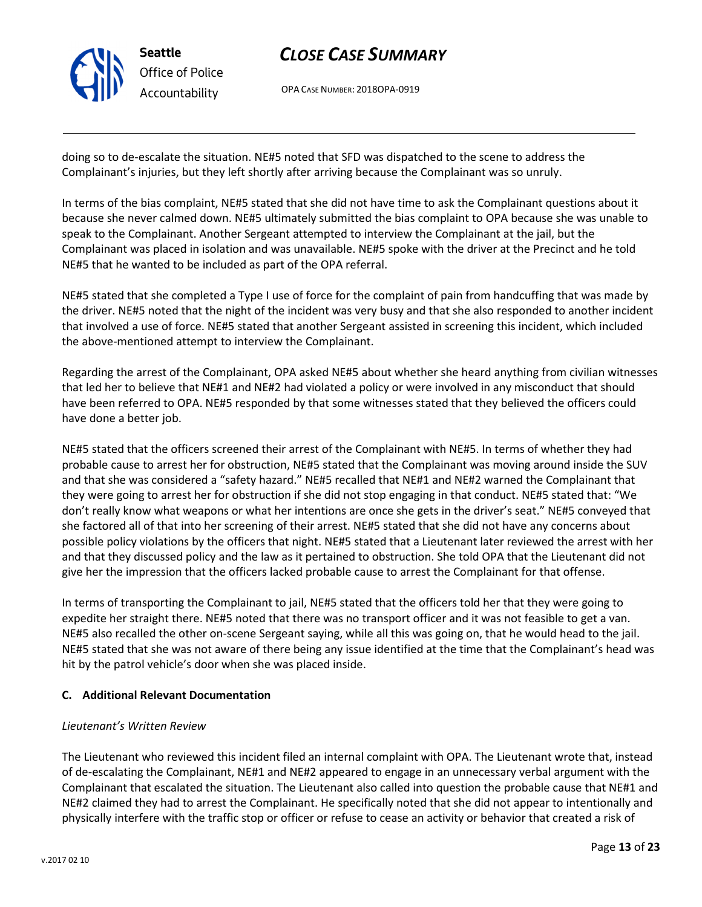doing so to de-escalate the situation. NE#5 noted that SFD was dispatched to the scene to address the Complainant's injuries, but they left shortly after arriving because the Complainant was so unruly.

In terms of the bias complaint, NE#5 stated that she did not have time to ask the Complainant questions about it because she never calmed down. NE#5 ultimately submitted the bias complaint to OPA because she was unable to speak to the Complainant. Another Sergeant attempted to interview the Complainant at the jail, but the Complainant was placed in isolation and was unavailable. NE#5 spoke with the driver at the Precinct and he told NE#5 that he wanted to be included as part of the OPA referral.

NE#5 stated that she completed a Type I use of force for the complaint of pain from handcuffing that was made by the driver. NE#5 noted that the night of the incident was very busy and that she also responded to another incident that involved a use of force. NE#5 stated that another Sergeant assisted in screening this incident, which included the above-mentioned attempt to interview the Complainant.

Regarding the arrest of the Complainant, OPA asked NE#5 about whether she heard anything from civilian witnesses that led her to believe that NE#1 and NE#2 had violated a policy or were involved in any misconduct that should have been referred to OPA. NE#5 responded by that some witnesses stated that they believed the officers could have done a better job.

NE#5 stated that the officers screened their arrest of the Complainant with NE#5. In terms of whether they had probable cause to arrest her for obstruction, NE#5 stated that the Complainant was moving around inside the SUV and that she was considered a "safety hazard." NE#5 recalled that NE#1 and NE#2 warned the Complainant that they were going to arrest her for obstruction if she did not stop engaging in that conduct. NE#5 stated that: "We don't really know what weapons or what her intentions are once she gets in the driver's seat." NE#5 conveyed that she factored all of that into her screening of their arrest. NE#5 stated that she did not have any concerns about possible policy violations by the officers that night. NE#5 stated that a Lieutenant later reviewed the arrest with her and that they discussed policy and the law as it pertained to obstruction. She told OPA that the Lieutenant did not give her the impression that the officers lacked probable cause to arrest the Complainant for that offense.

In terms of transporting the Complainant to jail, NE#5 stated that the officers told her that they were going to expedite her straight there. NE#5 noted that there was no transport officer and it was not feasible to get a van. NE#5 also recalled the other on-scene Sergeant saying, while all this was going on, that he would head to the jail. NE#5 stated that she was not aware of there being any issue identified at the time that the Complainant's head was hit by the patrol vehicle's door when she was placed inside.

### C. Additional Relevant Documentation

*Lieutenant's Written Review*

The Lieutenant who reviewed this incident filed an internal complaint with OPA. The Lieutenant wrote that, instead of de-escalating the Complainant, NE#1 and NE#2 appeared to engage in an unnecessary verbal argument with the Complainant that escalated the situation. The Lieutenant also called into question the probable cause that NE#1 and NE#2 claimed they had to arrest the Complainant. He specifically noted that she did not appear to intentionally and physically interfere with the traffic stop or officer or refuse to cease an activity or behavior that created a risk of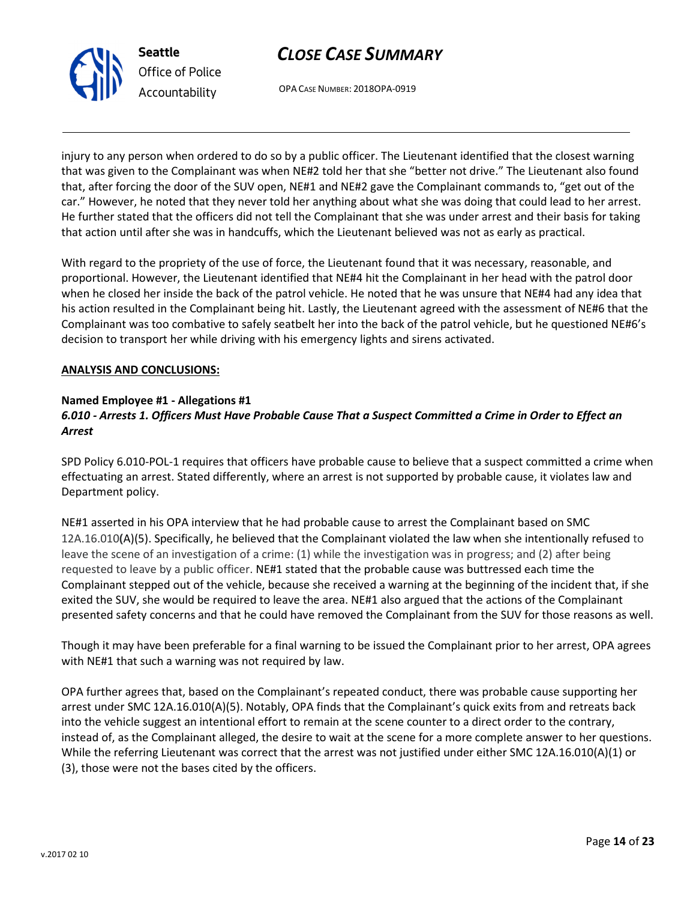injury to any person when ordered to do so by a public officer. The Lieutenant identified that the closest warning that was given to the Complainant was when NE#2 told her that she "better not drive." The Lieutenant also found that, after forcing the door of the SUV open, NE#1 and NE#2 gave the Complainant commands to, "get out of the car." However, he noted that they never told her anything about what she was doing that could lead to her arrest. He further stated that the officers did not tell the Complainant that she was under arrest and their basis for taking that action until after she was in handcuffs, which the Lieutenant believed was not as early as practical.

With regard to the propriety of the use of force, the Lieutenant found that it was necessary, reasonable, and proportional. However, the Lieutenant identified that NE#4 hit the Complainant in her head with the patrol door when he closed her inside the back of the patrol vehicle. He noted that he was unsure that NE#4 had any idea that his action resulted in the Complainant being hit. Lastly, the Lieutenant agreed with the assessment of NE#6 that the Complainant was too combative to safely seatbelt her into the back of the patrol vehicle, but he questioned NE#6's decision to transport her while driving with his emergency lights and sirens activated.

**ANALYSIS AND CONCLUSIONS:**

**Named Employee #1 - Allegations #1**
***6.010 - Arrests 1. Officers Must Have Probable Cause That a Suspect Committed a Crime in Order to Effect an Arrest***

SPD Policy 6.010-POL-1 requires that officers have probable cause to believe that a suspect committed a crime when effectuating an arrest. Stated differently, where an arrest is not supported by probable cause, it violates law and Department policy.

NE#1 asserted in his OPA interview that he had probable cause to arrest the Complainant based on SMC 12A.16.010(A)(5). Specifically, he believed that the Complainant violated the law when she intentionally refused to leave the scene of an investigation of a crime: (1) while the investigation was in progress; and (2) after being requested to leave by a public officer. NE#1 stated that the probable cause was buttressed each time the Complainant stepped out of the vehicle, because she received a warning at the beginning of the incident that, if she exited the SUV, she would be required to leave the area. NE#1 also argued that the actions of the Complainant presented safety concerns and that he could have removed the Complainant from the SUV for those reasons as well.

Though it may have been preferable for a final warning to be issued the Complainant prior to her arrest, OPA agrees with NE#1 that such a warning was not required by law.

OPA further agrees that, based on the Complainant's repeated conduct, there was probable cause supporting her arrest under SMC 12A.16.010(A)(5). Notably, OPA finds that the Complainant's quick exits from and retreats back into the vehicle suggest an intentional effort to remain at the scene counter to a direct order to the contrary, instead of, as the Complainant alleged, the desire to wait at the scene for a more complete answer to her questions. While the referring Lieutenant was correct that the arrest was not justified under either SMC 12A.16.010(A)(1) or (3), those were not the bases cited by the officers.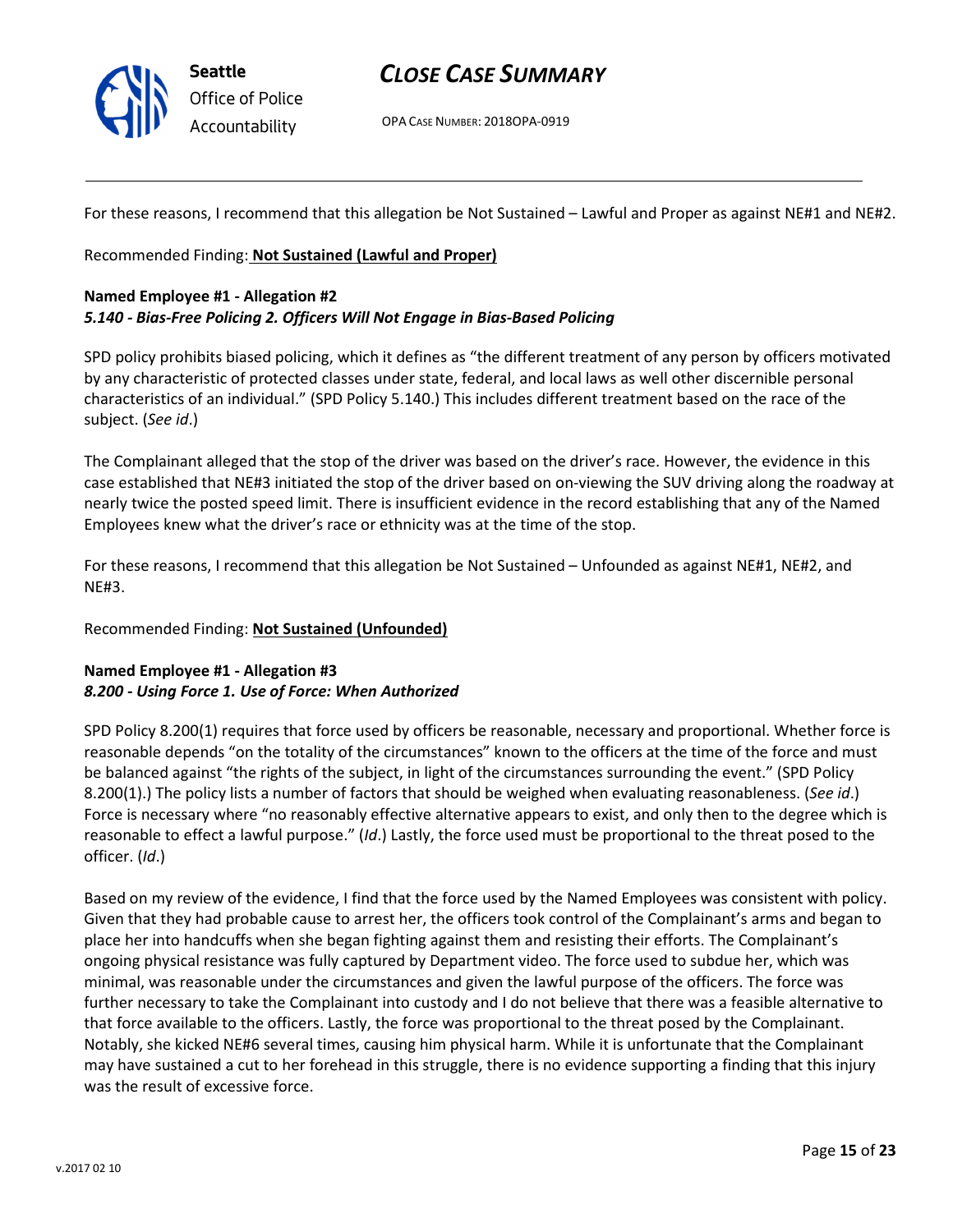For these reasons, I recommend that this allegation be Not Sustained – Lawful and Proper as against NE#1 and NE#2.

Recommended Finding: **Not Sustained (Lawful and Proper)**

**Named Employee #1 - Allegation #2**
***5.140 - Bias-Free Policing 2. Officers Will Not Engage in Bias-Based Policing***

SPD policy prohibits biased policing, which it defines as "the different treatment of any person by officers motivated by any characteristic of protected classes under state, federal, and local laws as well other discernible personal characteristics of an individual." (SPD Policy 5.140.) This includes different treatment based on the race of the subject. (*See id*.)

The Complainant alleged that the stop of the driver was based on the driver's race. However, the evidence in this case established that NE#3 initiated the stop of the driver based on on-viewing the SUV driving along the roadway at nearly twice the posted speed limit. There is insufficient evidence in the record establishing that any of the Named Employees knew what the driver's race or ethnicity was at the time of the stop.

For these reasons, I recommend that this allegation be Not Sustained – Unfounded as against NE#1, NE#2, and NE#3.

Recommended Finding: **Not Sustained (Unfounded)**

**Named Employee #1 - Allegation #3**
***8.200 - Using Force 1. Use of Force: When Authorized***

SPD Policy 8.200(1) requires that force used by officers be reasonable, necessary and proportional. Whether force is reasonable depends "on the totality of the circumstances" known to the officers at the time of the force and must be balanced against "the rights of the subject, in light of the circumstances surrounding the event." (SPD Policy 8.200(1).) The policy lists a number of factors that should be weighed when evaluating reasonableness. (*See id*.) Force is necessary where "no reasonably effective alternative appears to exist, and only then to the degree which is reasonable to effect a lawful purpose." (*Id*.) Lastly, the force used must be proportional to the threat posed to the officer. (*Id*.)

Based on my review of the evidence, I find that the force used by the Named Employees was consistent with policy. Given that they had probable cause to arrest her, the officers took control of the Complainant's arms and began to place her into handcuffs when she began fighting against them and resisting their efforts. The Complainant's ongoing physical resistance was fully captured by Department video. The force used to subdue her, which was minimal, was reasonable under the circumstances and given the lawful purpose of the officers. The force was further necessary to take the Complainant into custody and I do not believe that there was a feasible alternative to that force available to the officers. Lastly, the force was proportional to the threat posed by the Complainant. Notably, she kicked NE#6 several times, causing him physical harm. While it is unfortunate that the Complainant may have sustained a cut to her forehead in this struggle, there is no evidence supporting a finding that this injury was the result of excessive force.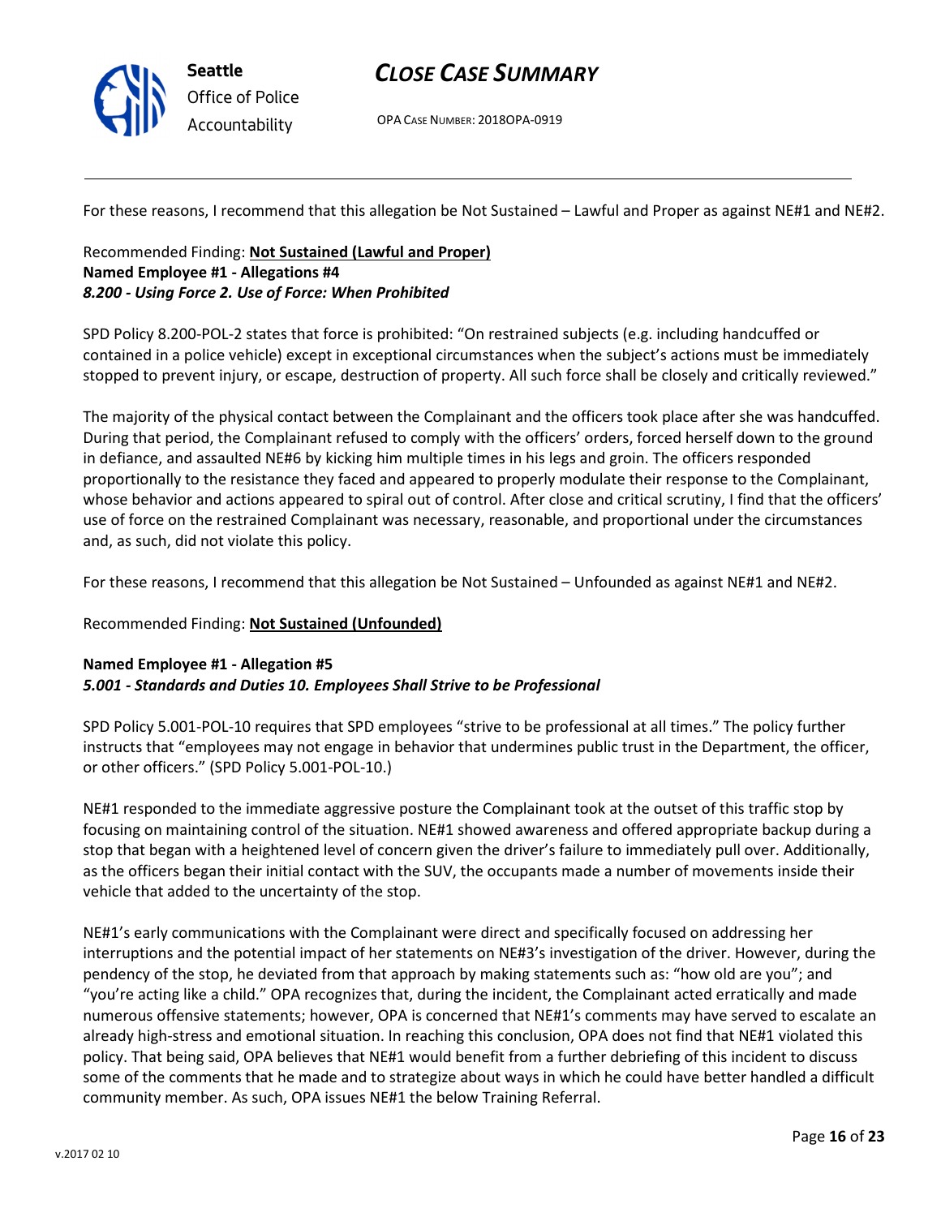For these reasons, I recommend that this allegation be Not Sustained – Lawful and Proper as against NE#1 and NE#2.

Recommended Finding: **Not Sustained (Lawful and Proper)**

**Named Employee #1 - Allegations #4**
***8.200 - Using Force 2. Use of Force: When Prohibited***

SPD Policy 8.200-POL-2 states that force is prohibited: "On restrained subjects (e.g. including handcuffed or contained in a police vehicle) except in exceptional circumstances when the subject's actions must be immediately stopped to prevent injury, or escape, destruction of property. All such force shall be closely and critically reviewed."

The majority of the physical contact between the Complainant and the officers took place after she was handcuffed. During that period, the Complainant refused to comply with the officers' orders, forced herself down to the ground in defiance, and assaulted NE#6 by kicking him multiple times in his legs and groin. The officers responded proportionally to the resistance they faced and appeared to properly modulate their response to the Complainant, whose behavior and actions appeared to spiral out of control. After close and critical scrutiny, I find that the officers' use of force on the restrained Complainant was necessary, reasonable, and proportional under the circumstances and, as such, did not violate this policy.

For these reasons, I recommend that this allegation be Not Sustained – Unfounded as against NE#1 and NE#2.

Recommended Finding: **Not Sustained (Unfounded)**

**Named Employee #1 - Allegation #5**
***5.001 - Standards and Duties 10. Employees Shall Strive to be Professional***

SPD Policy 5.001-POL-10 requires that SPD employees "strive to be professional at all times." The policy further instructs that "employees may not engage in behavior that undermines public trust in the Department, the officer, or other officers." (SPD Policy 5.001-POL-10.)

NE#1 responded to the immediate aggressive posture the Complainant took at the outset of this traffic stop by focusing on maintaining control of the situation. NE#1 showed awareness and offered appropriate backup during a stop that began with a heightened level of concern given the driver's failure to immediately pull over. Additionally, as the officers began their initial contact with the SUV, the occupants made a number of movements inside their vehicle that added to the uncertainty of the stop.

NE#1's early communications with the Complainant were direct and specifically focused on addressing her interruptions and the potential impact of her statements on NE#3's investigation of the driver. However, during the pendency of the stop, he deviated from that approach by making statements such as: "how old are you"; and "you're acting like a child." OPA recognizes that, during the incident, the Complainant acted erratically and made numerous offensive statements; however, OPA is concerned that NE#1's comments may have served to escalate an already high-stress and emotional situation. In reaching this conclusion, OPA does not find that NE#1 violated this policy. That being said, OPA believes that NE#1 would benefit from a further debriefing of this incident to discuss some of the comments that he made and to strategize about ways in which he could have better handled a difficult community member. As such, OPA issues NE#1 the below Training Referral.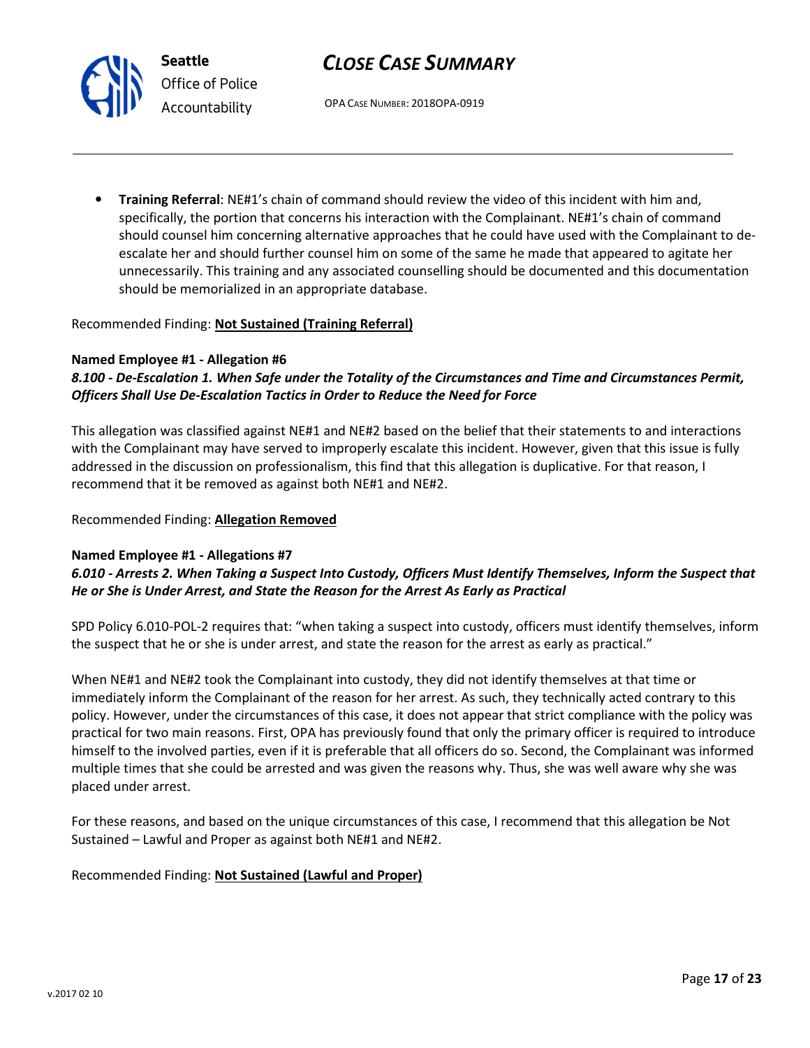- **Training Referral**: NE#1's chain of command should review the video of this incident with him and, specifically, the portion that concerns his interaction with the Complainant. NE#1's chain of command should counsel him concerning alternative approaches that he could have used with the Complainant to de-escalate her and should further counsel him on some of the same he made that appeared to agitate her unnecessarily. This training and any associated counselling should be documented and this documentation should be memorialized in an appropriate database.

Recommended Finding: **Not Sustained (Training Referral)**

**Named Employee #1 - Allegation #6**
***8.100 - De-Escalation 1. When Safe under the Totality of the Circumstances and Time and Circumstances Permit, Officers Shall Use De-Escalation Tactics in Order to Reduce the Need for Force***

This allegation was classified against NE#1 and NE#2 based on the belief that their statements to and interactions with the Complainant may have served to improperly escalate this incident. However, given that this issue is fully addressed in the discussion on professionalism, this find that this allegation is duplicative. For that reason, I recommend that it be removed as against both NE#1 and NE#2.

Recommended Finding: **Allegation Removed**

**Named Employee #1 - Allegations #7**
***6.010 - Arrests 2. When Taking a Suspect Into Custody, Officers Must Identify Themselves, Inform the Suspect that He or She is Under Arrest, and State the Reason for the Arrest As Early as Practical***

SPD Policy 6.010-POL-2 requires that: "when taking a suspect into custody, officers must identify themselves, inform the suspect that he or she is under arrest, and state the reason for the arrest as early as practical."

When NE#1 and NE#2 took the Complainant into custody, they did not identify themselves at that time or immediately inform the Complainant of the reason for her arrest. As such, they technically acted contrary to this policy. However, under the circumstances of this case, it does not appear that strict compliance with the policy was practical for two main reasons. First, OPA has previously found that only the primary officer is required to introduce himself to the involved parties, even if it is preferable that all officers do so. Second, the Complainant was informed multiple times that she could be arrested and was given the reasons why. Thus, she was well aware why she was placed under arrest.

For these reasons, and based on the unique circumstances of this case, I recommend that this allegation be Not Sustained – Lawful and Proper as against both NE#1 and NE#2.

Recommended Finding: **Not Sustained (Lawful and Proper)**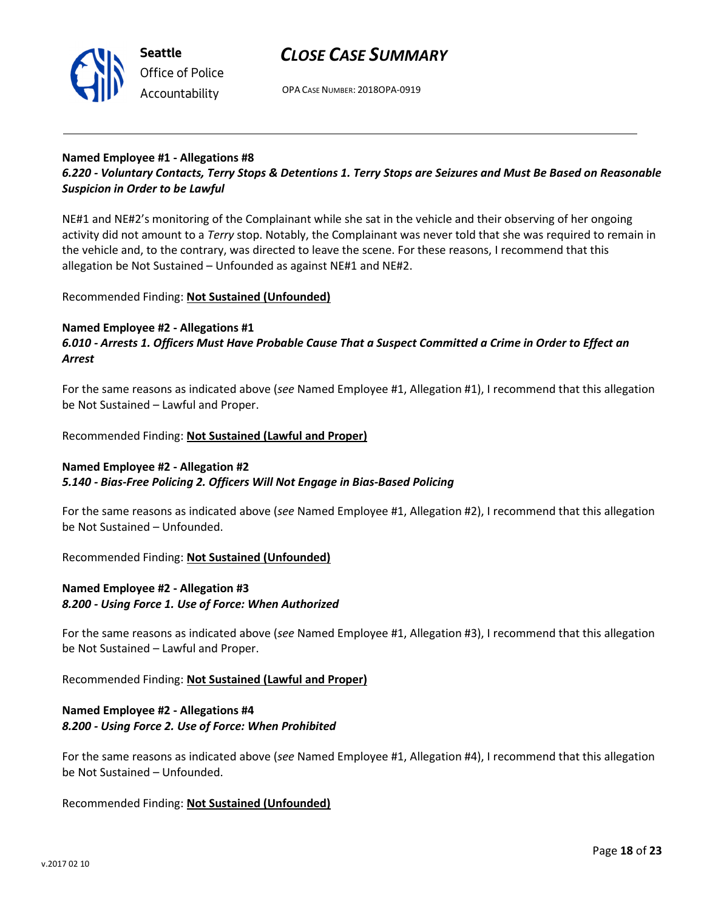**Named Employee #1 - Allegations #8**
***6.220 - Voluntary Contacts, Terry Stops & Detentions 1. Terry Stops are Seizures and Must Be Based on Reasonable Suspicion in Order to be Lawful***

NE#1 and NE#2's monitoring of the Complainant while she sat in the vehicle and their observing of her ongoing activity did not amount to a *Terry* stop. Notably, the Complainant was never told that she was required to remain in the vehicle and, to the contrary, was directed to leave the scene. For these reasons, I recommend that this allegation be Not Sustained – Unfounded as against NE#1 and NE#2.

Recommended Finding: **Not Sustained (Unfounded)**

**Named Employee #2 - Allegations #1**
***6.010 - Arrests 1. Officers Must Have Probable Cause That a Suspect Committed a Crime in Order to Effect an Arrest***

For the same reasons as indicated above (*see* Named Employee #1, Allegation #1), I recommend that this allegation be Not Sustained – Lawful and Proper.

Recommended Finding: **Not Sustained (Lawful and Proper)**

**Named Employee #2 - Allegation #2**
***5.140 - Bias-Free Policing 2. Officers Will Not Engage in Bias-Based Policing***

For the same reasons as indicated above (*see* Named Employee #1, Allegation #2), I recommend that this allegation be Not Sustained – Unfounded.

Recommended Finding: **Not Sustained (Unfounded)**

**Named Employee #2 - Allegation #3**
***8.200 - Using Force 1. Use of Force: When Authorized***

For the same reasons as indicated above (*see* Named Employee #1, Allegation #3), I recommend that this allegation be Not Sustained – Lawful and Proper.

Recommended Finding: **Not Sustained (Lawful and Proper)**

**Named Employee #2 - Allegations #4**
***8.200 - Using Force 2. Use of Force: When Prohibited***

For the same reasons as indicated above (*see* Named Employee #1, Allegation #4), I recommend that this allegation be Not Sustained – Unfounded.

Recommended Finding: **Not Sustained (Unfounded)**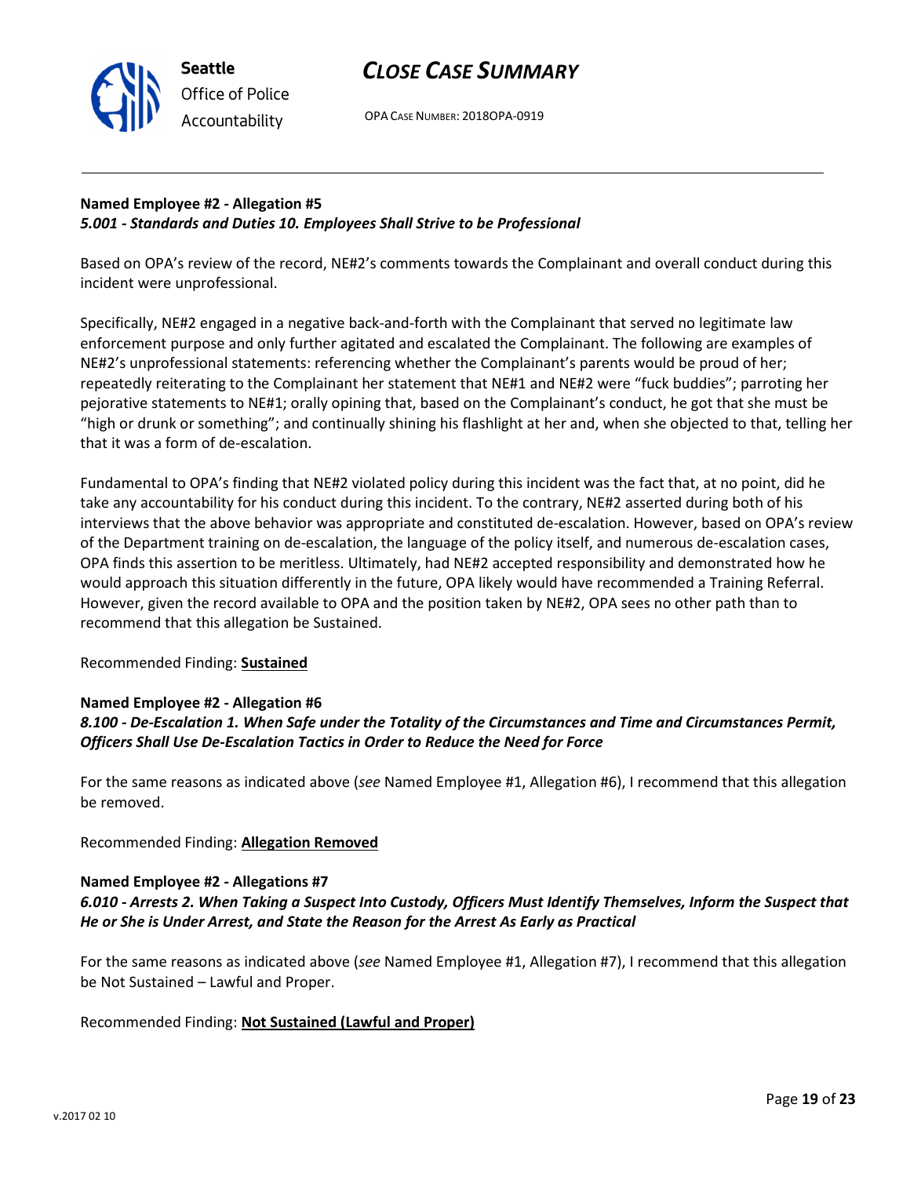**Named Employee #2 - Allegation #5**
***5.001 - Standards and Duties 10. Employees Shall Strive to be Professional***

Based on OPA's review of the record, NE#2's comments towards the Complainant and overall conduct during this incident were unprofessional.

Specifically, NE#2 engaged in a negative back-and-forth with the Complainant that served no legitimate law enforcement purpose and only further agitated and escalated the Complainant. The following are examples of NE#2's unprofessional statements: referencing whether the Complainant's parents would be proud of her; repeatedly reiterating to the Complainant her statement that NE#1 and NE#2 were "fuck buddies"; parroting her pejorative statements to NE#1; orally opining that, based on the Complainant's conduct, he got that she must be "high or drunk or something"; and continually shining his flashlight at her and, when she objected to that, telling her that it was a form of de-escalation.

Fundamental to OPA's finding that NE#2 violated policy during this incident was the fact that, at no point, did he take any accountability for his conduct during this incident. To the contrary, NE#2 asserted during both of his interviews that the above behavior was appropriate and constituted de-escalation. However, based on OPA's review of the Department training on de-escalation, the language of the policy itself, and numerous de-escalation cases, OPA finds this assertion to be meritless. Ultimately, had NE#2 accepted responsibility and demonstrated how he would approach this situation differently in the future, OPA likely would have recommended a Training Referral. However, given the record available to OPA and the position taken by NE#2, OPA sees no other path than to recommend that this allegation be Sustained.

Recommended Finding: **Sustained**

**Named Employee #2 - Allegation #6**
***8.100 - De-Escalation 1. When Safe under the Totality of the Circumstances and Time and Circumstances Permit, Officers Shall Use De-Escalation Tactics in Order to Reduce the Need for Force***

For the same reasons as indicated above (*see* Named Employee #1, Allegation #6), I recommend that this allegation be removed.

Recommended Finding: **Allegation Removed**

**Named Employee #2 - Allegations #7**
***6.010 - Arrests 2. When Taking a Suspect Into Custody, Officers Must Identify Themselves, Inform the Suspect that He or She is Under Arrest, and State the Reason for the Arrest As Early as Practical***

For the same reasons as indicated above (*see* Named Employee #1, Allegation #7), I recommend that this allegation be Not Sustained – Lawful and Proper.

Recommended Finding: **Not Sustained (Lawful and Proper)**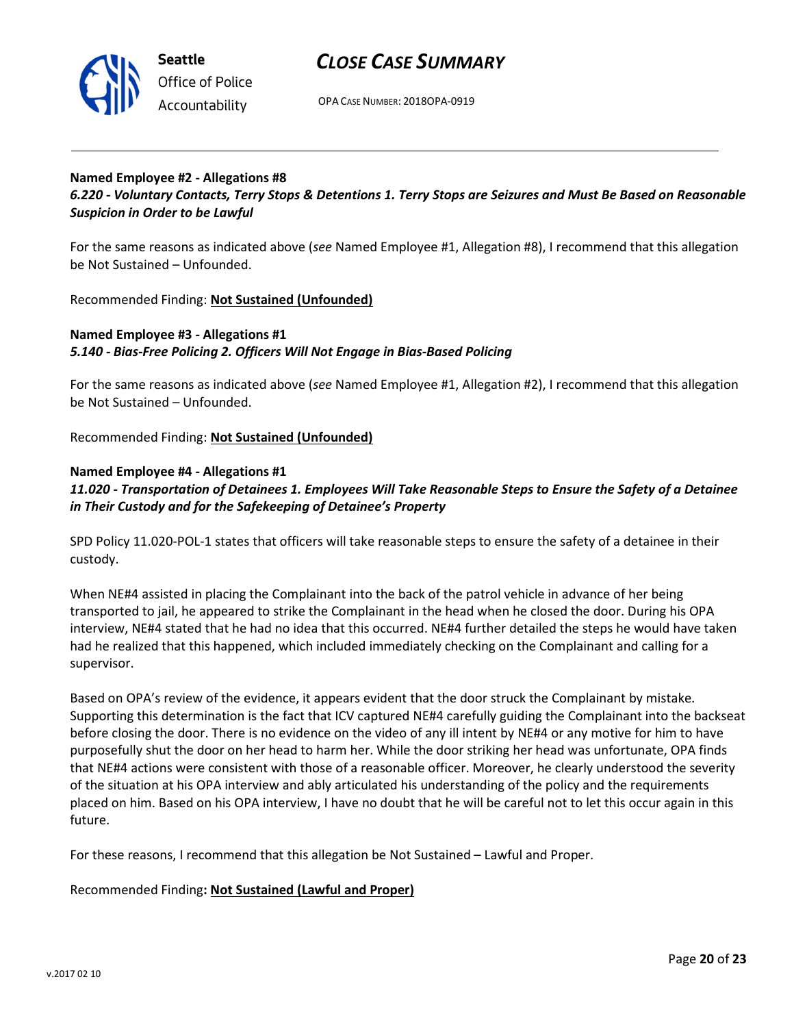**Named Employee #2 - Allegations #8**
***6.220 - Voluntary Contacts, Terry Stops & Detentions 1. Terry Stops are Seizures and Must Be Based on Reasonable Suspicion in Order to be Lawful***

For the same reasons as indicated above (*see* Named Employee #1, Allegation #8), I recommend that this allegation be Not Sustained – Unfounded.

Recommended Finding: **Not Sustained (Unfounded)**

**Named Employee #3 - Allegations #1**
***5.140 - Bias-Free Policing 2. Officers Will Not Engage in Bias-Based Policing***

For the same reasons as indicated above (*see* Named Employee #1, Allegation #2), I recommend that this allegation be Not Sustained – Unfounded.

Recommended Finding: **Not Sustained (Unfounded)**

**Named Employee #4 - Allegations #1**
***11.020 - Transportation of Detainees 1. Employees Will Take Reasonable Steps to Ensure the Safety of a Detainee in Their Custody and for the Safekeeping of Detainee's Property***

SPD Policy 11.020-POL-1 states that officers will take reasonable steps to ensure the safety of a detainee in their custody.

When NE#4 assisted in placing the Complainant into the back of the patrol vehicle in advance of her being transported to jail, he appeared to strike the Complainant in the head when he closed the door. During his OPA interview, NE#4 stated that he had no idea that this occurred. NE#4 further detailed the steps he would have taken had he realized that this happened, which included immediately checking on the Complainant and calling for a supervisor.

Based on OPA's review of the evidence, it appears evident that the door struck the Complainant by mistake. Supporting this determination is the fact that ICV captured NE#4 carefully guiding the Complainant into the backseat before closing the door. There is no evidence on the video of any ill intent by NE#4 or any motive for him to have purposefully shut the door on her head to harm her. While the door striking her head was unfortunate, OPA finds that NE#4 actions were consistent with those of a reasonable officer. Moreover, he clearly understood the severity of the situation at his OPA interview and ably articulated his understanding of the policy and the requirements placed on him. Based on his OPA interview, I have no doubt that he will be careful not to let this occur again in this future.

For these reasons, I recommend that this allegation be Not Sustained – Lawful and Proper.

Recommended Finding**: Not Sustained (Lawful and Proper)**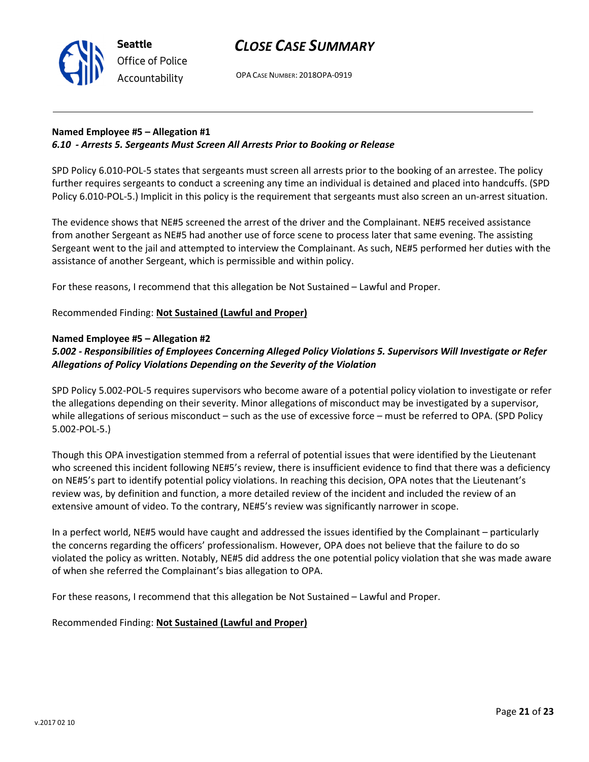**Named Employee #5 – Allegation #1**
***6.10 - Arrests 5. Sergeants Must Screen All Arrests Prior to Booking or Release***

SPD Policy 6.010-POL-5 states that sergeants must screen all arrests prior to the booking of an arrestee. The policy further requires sergeants to conduct a screening any time an individual is detained and placed into handcuffs. (SPD Policy 6.010-POL-5.) Implicit in this policy is the requirement that sergeants must also screen an un-arrest situation.

The evidence shows that NE#5 screened the arrest of the driver and the Complainant. NE#5 received assistance from another Sergeant as NE#5 had another use of force scene to process later that same evening. The assisting Sergeant went to the jail and attempted to interview the Complainant. As such, NE#5 performed her duties with the assistance of another Sergeant, which is permissible and within policy.

For these reasons, I recommend that this allegation be Not Sustained – Lawful and Proper.

Recommended Finding: **Not Sustained (Lawful and Proper)**

**Named Employee #5 – Allegation #2**
***5.002 - Responsibilities of Employees Concerning Alleged Policy Violations 5. Supervisors Will Investigate or Refer Allegations of Policy Violations Depending on the Severity of the Violation***

SPD Policy 5.002-POL-5 requires supervisors who become aware of a potential policy violation to investigate or refer the allegations depending on their severity. Minor allegations of misconduct may be investigated by a supervisor, while allegations of serious misconduct – such as the use of excessive force – must be referred to OPA. (SPD Policy 5.002-POL-5.)

Though this OPA investigation stemmed from a referral of potential issues that were identified by the Lieutenant who screened this incident following NE#5's review, there is insufficient evidence to find that there was a deficiency on NE#5's part to identify potential policy violations. In reaching this decision, OPA notes that the Lieutenant's review was, by definition and function, a more detailed review of the incident and included the review of an extensive amount of video. To the contrary, NE#5's review was significantly narrower in scope.

In a perfect world, NE#5 would have caught and addressed the issues identified by the Complainant – particularly the concerns regarding the officers' professionalism. However, OPA does not believe that the failure to do so violated the policy as written. Notably, NE#5 did address the one potential policy violation that she was made aware of when she referred the Complainant's bias allegation to OPA.

For these reasons, I recommend that this allegation be Not Sustained – Lawful and Proper.

Recommended Finding: **Not Sustained (Lawful and Proper)**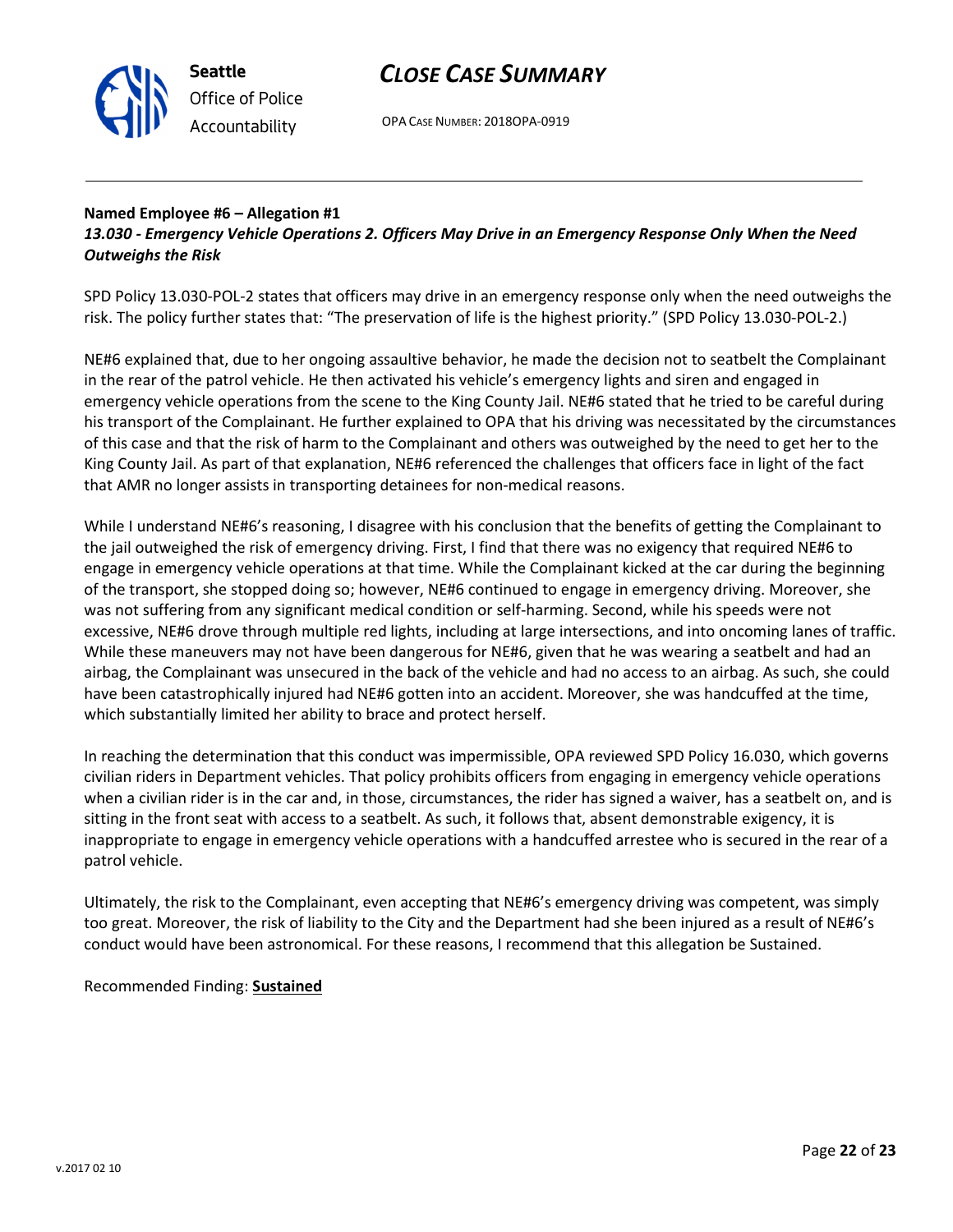**Named Employee #6 – Allegation #1**
***13.030 - Emergency Vehicle Operations 2. Officers May Drive in an Emergency Response Only When the Need Outweighs the Risk***

SPD Policy 13.030-POL-2 states that officers may drive in an emergency response only when the need outweighs the risk. The policy further states that: "The preservation of life is the highest priority." (SPD Policy 13.030-POL-2.)

NE#6 explained that, due to her ongoing assaultive behavior, he made the decision not to seatbelt the Complainant in the rear of the patrol vehicle. He then activated his vehicle's emergency lights and siren and engaged in emergency vehicle operations from the scene to the King County Jail. NE#6 stated that he tried to be careful during his transport of the Complainant. He further explained to OPA that his driving was necessitated by the circumstances of this case and that the risk of harm to the Complainant and others was outweighed by the need to get her to the King County Jail. As part of that explanation, NE#6 referenced the challenges that officers face in light of the fact that AMR no longer assists in transporting detainees for non-medical reasons.

While I understand NE#6's reasoning, I disagree with his conclusion that the benefits of getting the Complainant to the jail outweighed the risk of emergency driving. First, I find that there was no exigency that required NE#6 to engage in emergency vehicle operations at that time. While the Complainant kicked at the car during the beginning of the transport, she stopped doing so; however, NE#6 continued to engage in emergency driving. Moreover, she was not suffering from any significant medical condition or self-harming. Second, while his speeds were not excessive, NE#6 drove through multiple red lights, including at large intersections, and into oncoming lanes of traffic. While these maneuvers may not have been dangerous for NE#6, given that he was wearing a seatbelt and had an airbag, the Complainant was unsecured in the back of the vehicle and had no access to an airbag. As such, she could have been catastrophically injured had NE#6 gotten into an accident. Moreover, she was handcuffed at the time, which substantially limited her ability to brace and protect herself.

In reaching the determination that this conduct was impermissible, OPA reviewed SPD Policy 16.030, which governs civilian riders in Department vehicles. That policy prohibits officers from engaging in emergency vehicle operations when a civilian rider is in the car and, in those, circumstances, the rider has signed a waiver, has a seatbelt on, and is sitting in the front seat with access to a seatbelt. As such, it follows that, absent demonstrable exigency, it is inappropriate to engage in emergency vehicle operations with a handcuffed arrestee who is secured in the rear of a patrol vehicle.

Ultimately, the risk to the Complainant, even accepting that NE#6's emergency driving was competent, was simply too great. Moreover, the risk of liability to the City and the Department had she been injured as a result of NE#6's conduct would have been astronomical. For these reasons, I recommend that this allegation be Sustained.

Recommended Finding: **Sustained**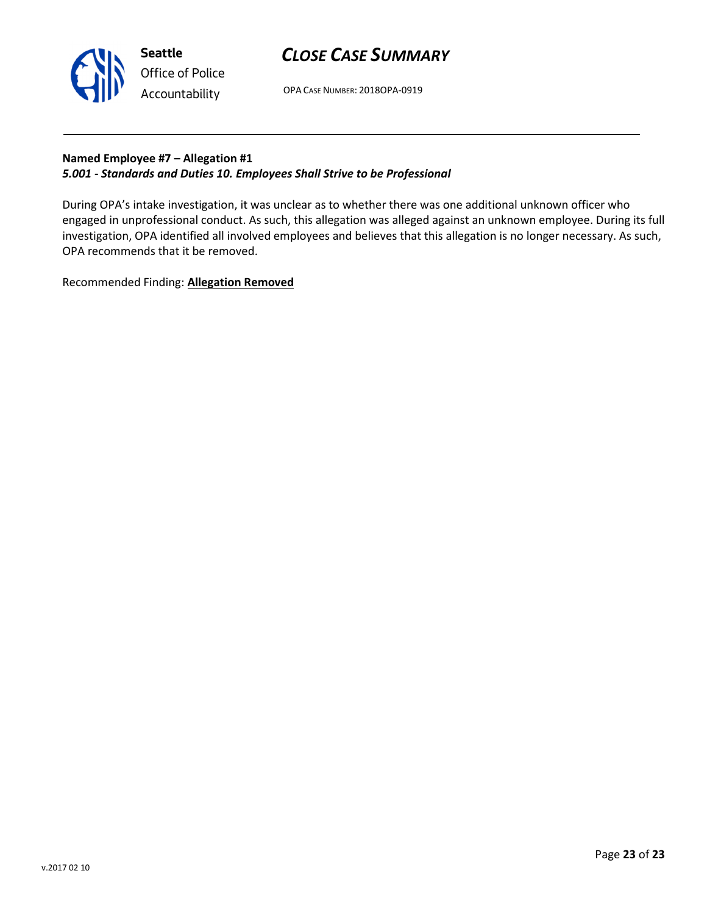**Named Employee #7 – Allegation #1**
***5.001 - Standards and Duties 10. Employees Shall Strive to be Professional***

During OPA's intake investigation, it was unclear as to whether there was one additional unknown officer who engaged in unprofessional conduct. As such, this allegation was alleged against an unknown employee. During its full investigation, OPA identified all involved employees and believes that this allegation is no longer necessary. As such, OPA recommends that it be removed.

Recommended Finding: **Allegation Removed**